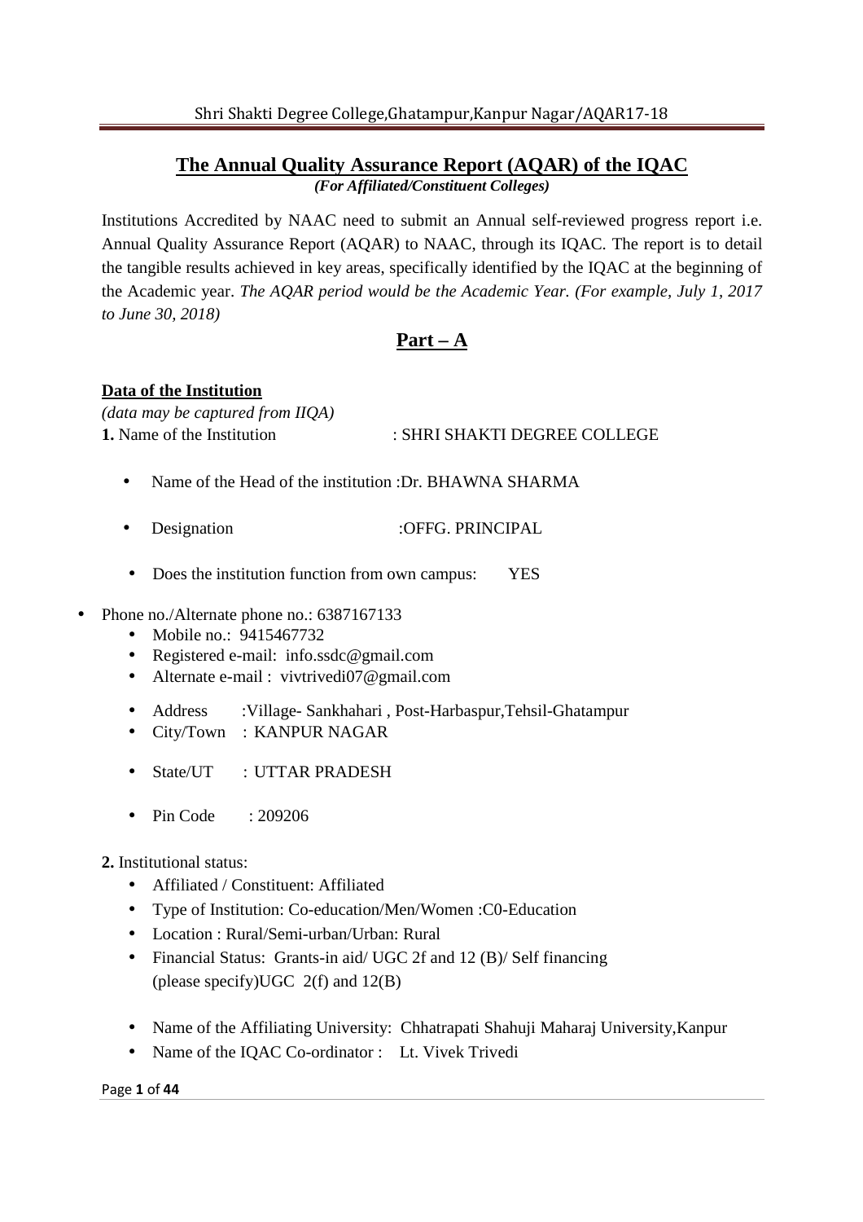# The Annual Quality Assurance Report (AQAR) of the IQAC

***(For Affiliated/Constituent Colleges)***

Institutions Accredited by NAAC need to submit an Annual self-reviewed progress report i.e. Annual Quality Assurance Report (AQAR) to NAAC, through its IQAC. The report is to detail the tangible results achieved in key areas, specifically identified by the IQAC at the beginning of the Academic year. *The AQAR period would be the Academic Year. (For example, July 1, 2017 to June 30, 2018)*

## Part – A

**Data of the Institution**

*(data may be captured from IIQA)*

**1.** Name of the Institution : SHRI SHAKTI DEGREE COLLEGE

- Name of the Head of the institution :Dr. BHAWNA SHARMA
- Designation :OFFG. PRINCIPAL
- Does the institution function from own campus: YES

- Phone no./Alternate phone no.: 6387167133
  - Mobile no.: 9415467732
  - Registered e-mail: info.ssdc@gmail.com
  - Alternate e-mail : vivtrivedi07@gmail.com
  - Address :Village- Sankhahari , Post-Harbaspur,Tehsil-Ghatampur
  - City/Town : KANPUR NAGAR
  - State/UT : UTTAR PRADESH
  - Pin Code : 209206

**2.** Institutional status:

- Affiliated / Constituent: Affiliated
- Type of Institution: Co-education/Men/Women :C0-Education
- Location : Rural/Semi-urban/Urban: Rural
- Financial Status: Grants-in aid/ UGC 2f and 12 (B)/ Self financing (please specify)UGC 2(f) and 12(B)
- Name of the Affiliating University: Chhatrapati Shahuji Maharaj University,Kanpur
- Name of the IQAC Co-ordinator : Lt. Vivek Trivedi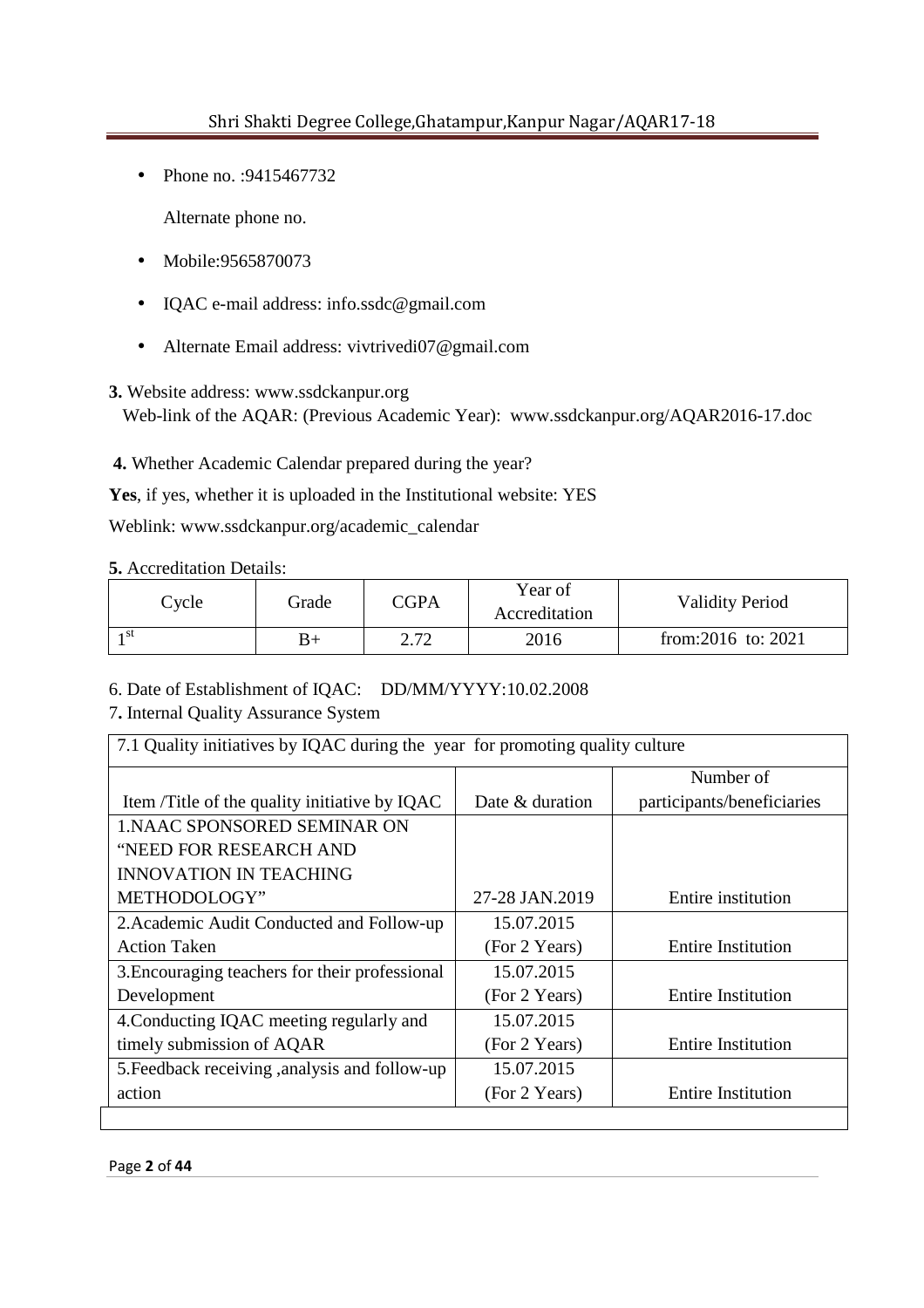- Phone no. :9415467732

  Alternate phone no.

- Mobile:9565870073

- IQAC e-mail address: info.ssdc@gmail.com

- Alternate Email address: vivtrivedi07@gmail.com

**3.** Website address: www.ssdckanpur.org
Web-link of the AQAR: (Previous Academic Year): www.ssdckanpur.org/AQAR2016-17.doc

**4.** Whether Academic Calendar prepared during the year?

**Yes**, if yes, whether it is uploaded in the Institutional website: YES

Weblink: www.ssdckanpur.org/academic_calendar

**5.** Accreditation Details:

| Cycle | Grade | CGPA | Year of Accreditation | Validity Period |
|---|---|---|---|---|
| 1st | B+ | 2.72 | 2016 | from:2016 to: 2021 |

6. Date of Establishment of IQAC: DD/MM/YYYY:10.02.2008

7**.** Internal Quality Assurance System

| 7.1 Quality initiatives by IQAC during the year for promoting quality culture | | |
|---|---|---|
| Item /Title of the quality initiative by IQAC | Date & duration | Number of participants/beneficiaries |
| 1.NAAC SPONSORED SEMINAR ON "NEED FOR RESEARCH AND INNOVATION IN TEACHING METHODOLOGY" | 27-28 JAN.2019 | Entire institution |
| 2.Academic Audit Conducted and Follow-up Action Taken | 15.07.2015 (For 2 Years) | Entire Institution |
| 3.Encouraging teachers for their professional Development | 15.07.2015 (For 2 Years) | Entire Institution |
| 4.Conducting IQAC meeting regularly and timely submission of AQAR | 15.07.2015 (For 2 Years) | Entire Institution |
| 5.Feedback receiving ,analysis and follow-up action | 15.07.2015 (For 2 Years) | Entire Institution |
| | | |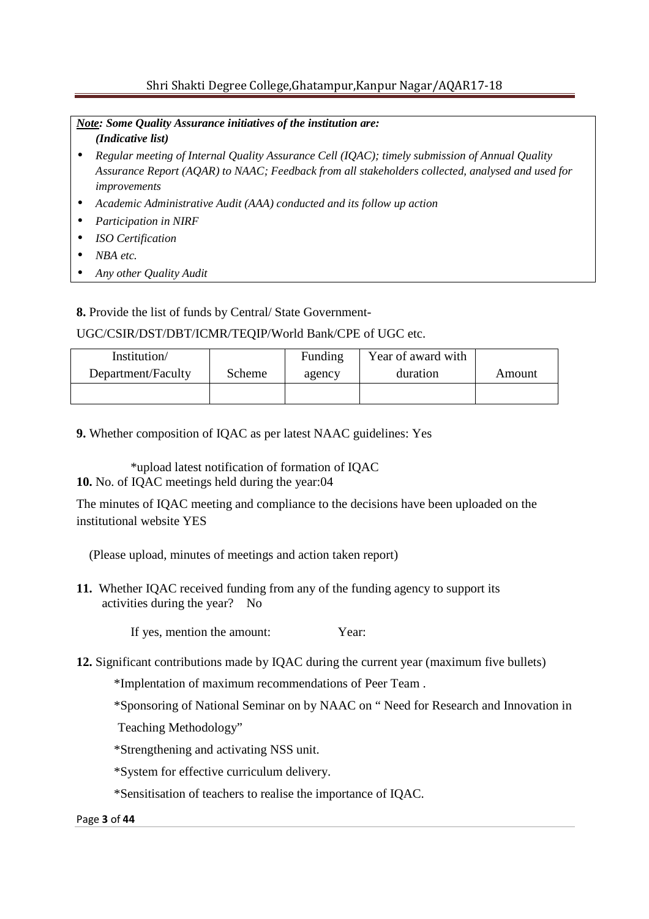***Note*: Some Quality Assurance initiatives of the institution are:**
***(Indicative list)***

- *Regular meeting of Internal Quality Assurance Cell (IQAC); timely submission of Annual Quality Assurance Report (AQAR) to NAAC; Feedback from all stakeholders collected, analysed and used for improvements*
- *Academic Administrative Audit (AAA) conducted and its follow up action*
- *Participation in NIRF*
- *ISO Certification*
- *NBA etc.*
- *Any other Quality Audit*

**8.** Provide the list of funds by Central/ State Government-

UGC/CSIR/DST/DBT/ICMR/TEQIP/World Bank/CPE of UGC etc.

| Institution/ Department/Faculty | Scheme | Funding agency | Year of award with duration | Amount |
|---|---|---|---|---|
| | | | | |

**9.** Whether composition of IQAC as per latest NAAC guidelines: Yes

*upload latest notification of formation of IQAC

**10.** No. of IQAC meetings held during the year:04

The minutes of IQAC meeting and compliance to the decisions have been uploaded on the institutional website YES

(Please upload, minutes of meetings and action taken report)

**11.** Whether IQAC received funding from any of the funding agency to support its activities during the year? No

If yes, mention the amount: Year:

**12.** Significant contributions made by IQAC during the current year (maximum five bullets)

*Implentation of maximum recommendations of Peer Team .

*Sponsoring of National Seminar on by NAAC on " Need for Research and Innovation in Teaching Methodology"

*Strengthening and activating NSS unit.

*System for effective curriculum delivery.

*Sensitisation of teachers to realise the importance of IQAC.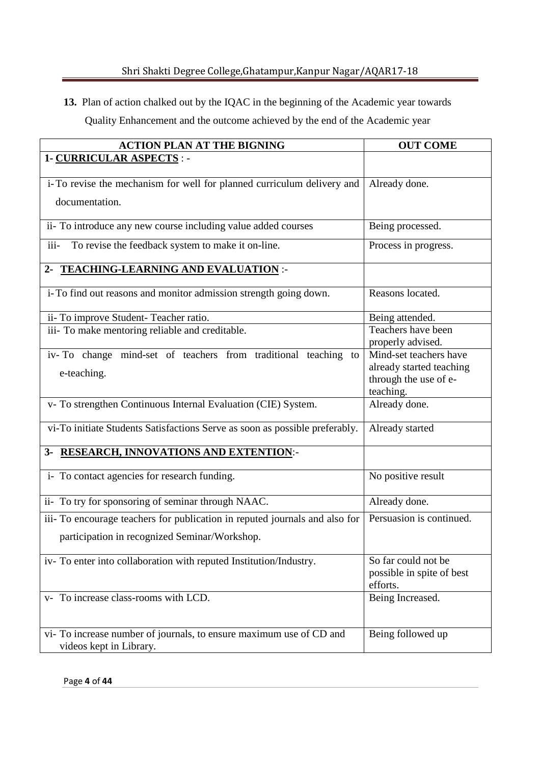**13.** Plan of action chalked out by the IQAC in the beginning of the Academic year towards Quality Enhancement and the outcome achieved by the end of the Academic year

| ACTION PLAN AT THE BIGNING | OUT COME |
|---|---|
| **1- CURRICULAR ASPECTS** : - | |
| i- To revise the mechanism for well for planned curriculum delivery and documentation. | Already done. |
| ii- To introduce any new course including value added courses | Being processed. |
| iii- To revise the feedback system to make it on-line. | Process in progress. |
| **2- TEACHING-LEARNING AND EVALUATION** :- | |
| i- To find out reasons and monitor admission strength going down. | Reasons located. |
| ii- To improve Student- Teacher ratio. | Being attended. |
| iii- To make mentoring reliable and creditable. | Teachers have been properly advised. |
| iv- To change mind-set of teachers from traditional teaching to e-teaching. | Mind-set teachers have already started teaching through the use of e-teaching. |
| v- To strengthen Continuous Internal Evaluation (CIE) System. | Already done. |
| vi-To initiate Students Satisfactions Serve as soon as possible preferably. | Already started |
| **3- RESEARCH, INNOVATIONS AND EXTENTION**:- | |
| i- To contact agencies for research funding. | No positive result |
| ii- To try for sponsoring of seminar through NAAC. | Already done. |
| iii- To encourage teachers for publication in reputed journals and also for participation in recognized Seminar/Workshop. | Persuasion is continued. |
| iv- To enter into collaboration with reputed Institution/Industry. | So far could not be possible in spite of best efforts. |
| v- To increase class-rooms with LCD. | Being Increased. |
| vi- To increase number of journals, to ensure maximum use of CD and videos kept in Library. | Being followed up |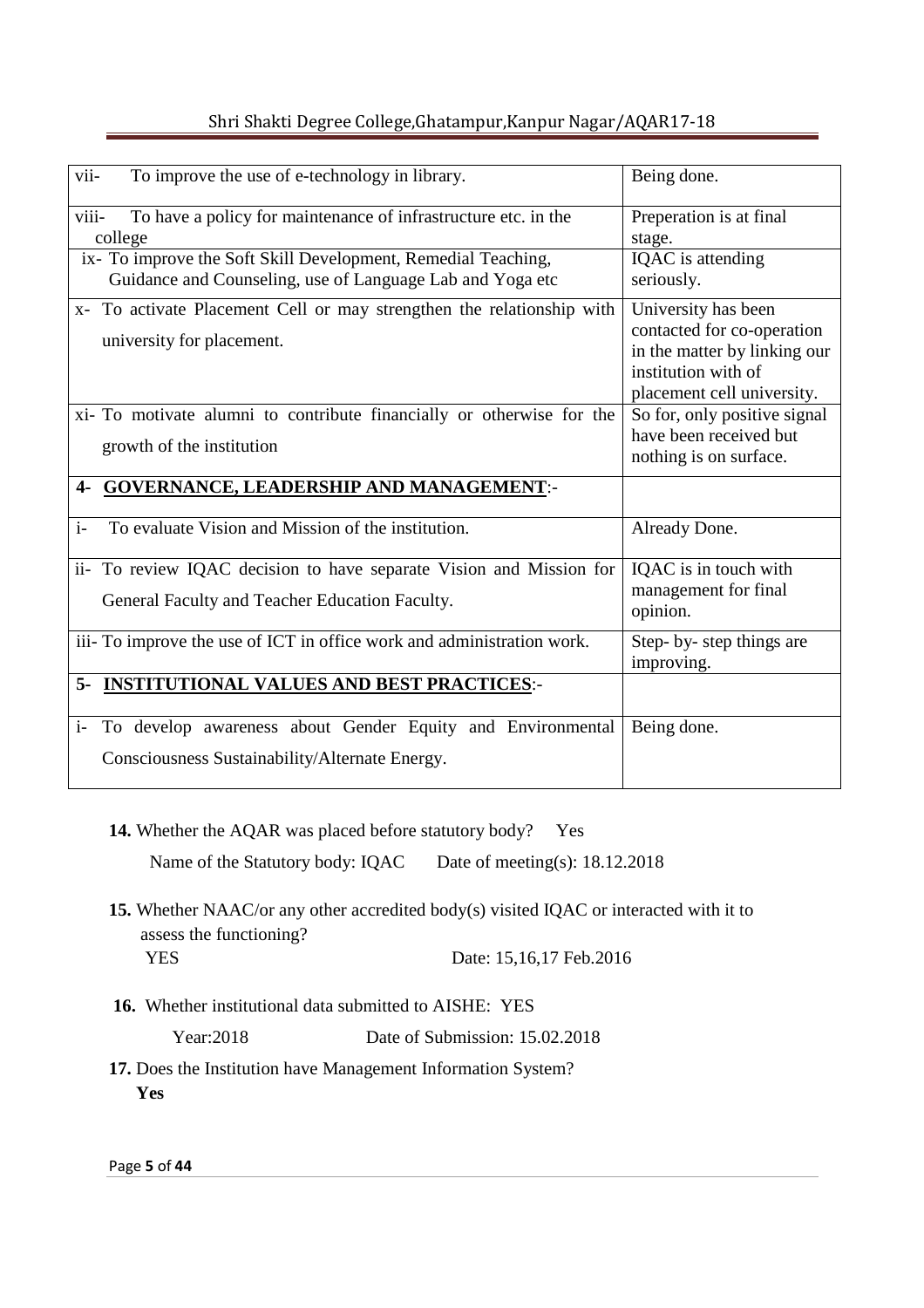| | |
|---|---|
| vii- To improve the use of e-technology in library. | Being done. |
| viii- To have a policy for maintenance of infrastructure etc. in the college | Preperation is at final stage. |
| ix- To improve the Soft Skill Development, Remedial Teaching, Guidance and Counseling, use of Language Lab and Yoga etc | IQAC is attending seriously. |
| x- To activate Placement Cell or may strengthen the relationship with university for placement. | University has been contacted for co-operation in the matter by linking our institution with of placement cell university. |
| xi- To motivate alumni to contribute financially or otherwise for the growth of the institution | So for, only positive signal have been received but nothing is on surface. |
| **4- GOVERNANCE, LEADERSHIP AND MANAGEMENT:-** | |
| i- To evaluate Vision and Mission of the institution. | Already Done. |
| ii- To review IQAC decision to have separate Vision and Mission for General Faculty and Teacher Education Faculty. | IQAC is in touch with management for final opinion. |
| iii- To improve the use of ICT in office work and administration work. | Step- by- step things are improving. |
| **5- INSTITUTIONAL VALUES AND BEST PRACTICES:-** | |
| i- To develop awareness about Gender Equity and Environmental Consciousness Sustainability/Alternate Energy. | Being done. |

**14.** Whether the AQAR was placed before statutory body? Yes

Name of the Statutory body: IQAC Date of meeting(s): 18.12.2018

**15.** Whether NAAC/or any other accredited body(s) visited IQAC or interacted with it to assess the functioning?

YES Date: 15,16,17 Feb.2016

**16.** Whether institutional data submitted to AISHE: YES

Year:2018 Date of Submission: 15.02.2018

**17.** Does the Institution have Management Information System?

**Yes**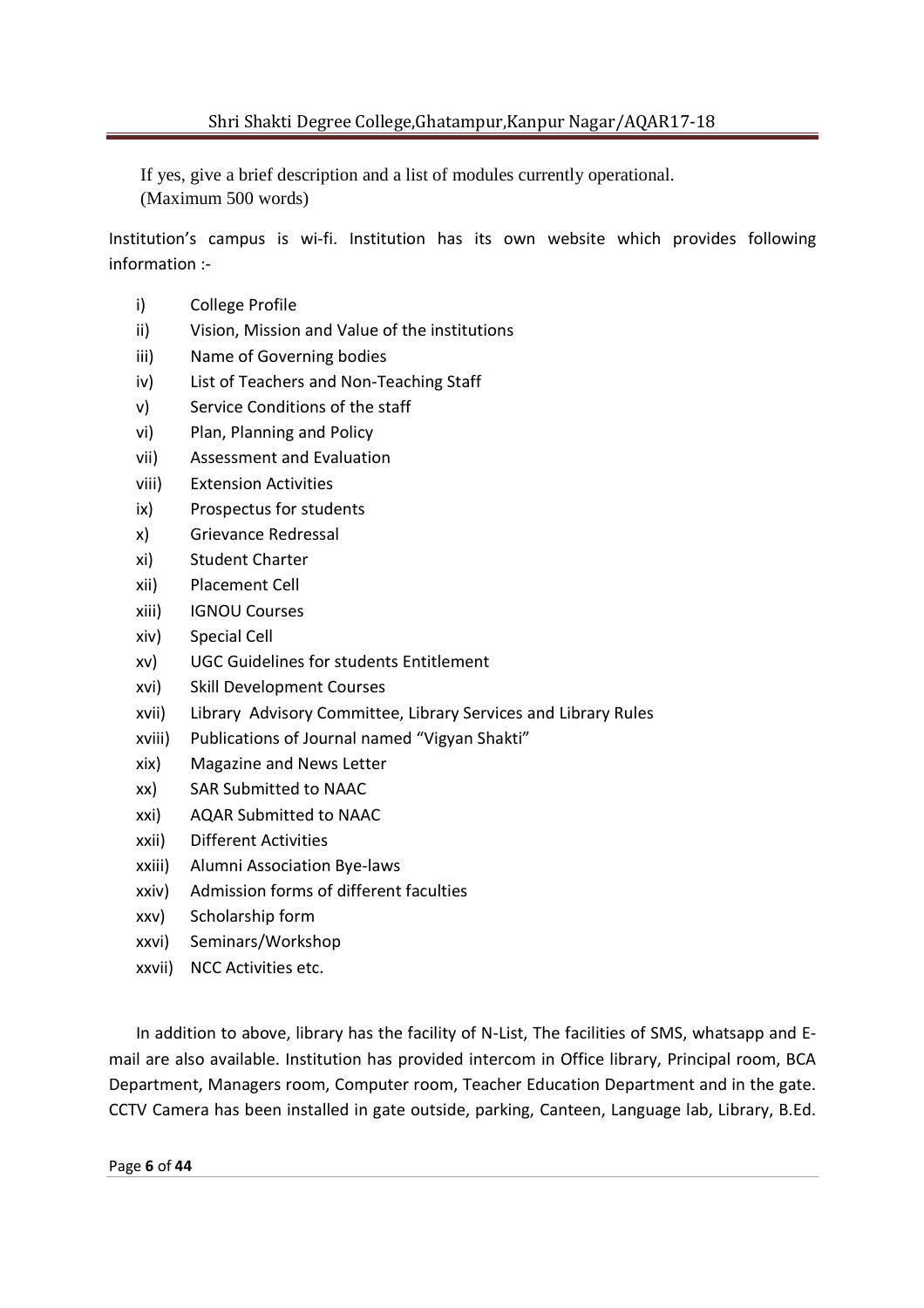If yes, give a brief description and a list of modules currently operational.
(Maximum 500 words)

Institution's campus is wi-fi. Institution has its own website which provides following information :-

i) College Profile
ii) Vision, Mission and Value of the institutions
iii) Name of Governing bodies
iv) List of Teachers and Non-Teaching Staff
v) Service Conditions of the staff
vi) Plan, Planning and Policy
vii) Assessment and Evaluation
viii) Extension Activities
ix) Prospectus for students
x) Grievance Redressal
xi) Student Charter
xii) Placement Cell
xiii) IGNOU Courses
xiv) Special Cell
xv) UGC Guidelines for students Entitlement
xvi) Skill Development Courses
xvii) Library Advisory Committee, Library Services and Library Rules
xviii) Publications of Journal named "Vigyan Shakti"
xix) Magazine and News Letter
xx) SAR Submitted to NAAC
xxi) AQAR Submitted to NAAC
xxii) Different Activities
xxiii) Alumni Association Bye-laws
xxiv) Admission forms of different faculties
xxv) Scholarship form
xxvi) Seminars/Workshop
xxvii) NCC Activities etc.

In addition to above, library has the facility of N-List, The facilities of SMS, whatsapp and E-mail are also available. Institution has provided intercom in Office library, Principal room, BCA Department, Managers room, Computer room, Teacher Education Department and in the gate. CCTV Camera has been installed in gate outside, parking, Canteen, Language lab, Library, B.Ed.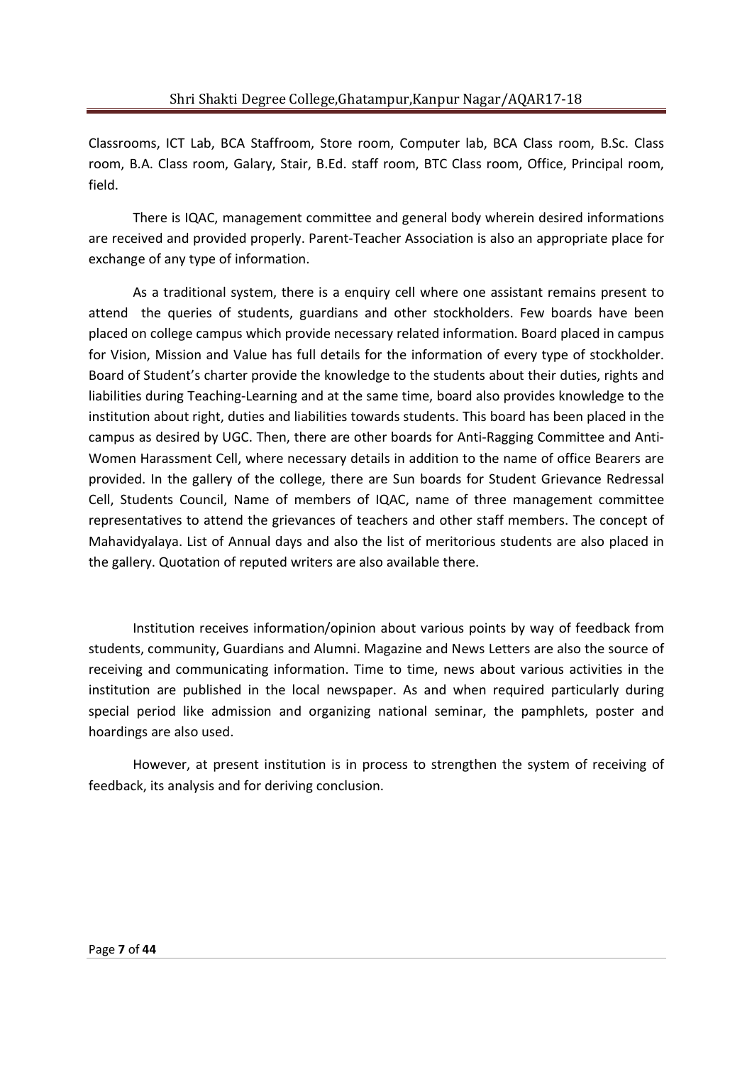Classrooms, ICT Lab, BCA Staffroom, Store room, Computer lab, BCA Class room, B.Sc. Class room, B.A. Class room, Galary, Stair, B.Ed. staff room, BTC Class room, Office, Principal room, field.

There is IQAC, management committee and general body wherein desired informations are received and provided properly. Parent-Teacher Association is also an appropriate place for exchange of any type of information.

As a traditional system, there is a enquiry cell where one assistant remains present to attend the queries of students, guardians and other stockholders. Few boards have been placed on college campus which provide necessary related information. Board placed in campus for Vision, Mission and Value has full details for the information of every type of stockholder. Board of Student's charter provide the knowledge to the students about their duties, rights and liabilities during Teaching-Learning and at the same time, board also provides knowledge to the institution about right, duties and liabilities towards students. This board has been placed in the campus as desired by UGC. Then, there are other boards for Anti-Ragging Committee and Anti-Women Harassment Cell, where necessary details in addition to the name of office Bearers are provided. In the gallery of the college, there are Sun boards for Student Grievance Redressal Cell, Students Council, Name of members of IQAC, name of three management committee representatives to attend the grievances of teachers and other staff members. The concept of Mahavidyalaya. List of Annual days and also the list of meritorious students are also placed in the gallery. Quotation of reputed writers are also available there.

Institution receives information/opinion about various points by way of feedback from students, community, Guardians and Alumni. Magazine and News Letters are also the source of receiving and communicating information. Time to time, news about various activities in the institution are published in the local newspaper. As and when required particularly during special period like admission and organizing national seminar, the pamphlets, poster and hoardings are also used.

However, at present institution is in process to strengthen the system of receiving of feedback, its analysis and for deriving conclusion.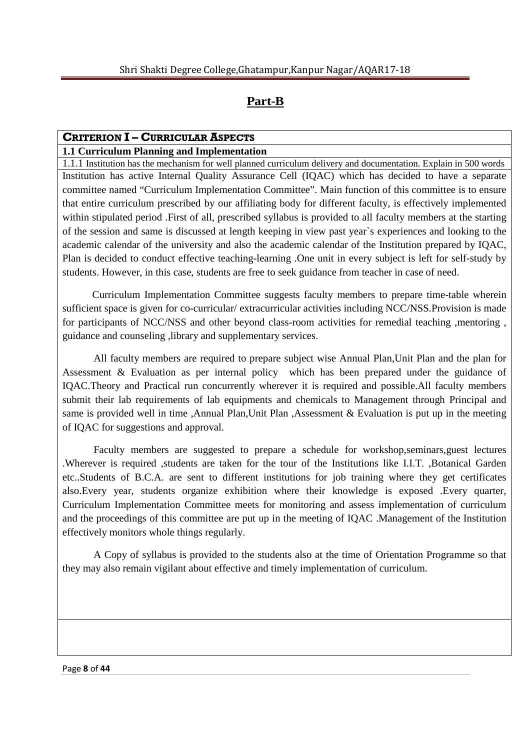# Part-B

## CRITERION I – CURRICULAR ASPECTS

### 1.1 Curriculum Planning and Implementation

1.1.1 Institution has the mechanism for well planned curriculum delivery and documentation. Explain in 500 words

Institution has active Internal Quality Assurance Cell (IQAC) which has decided to have a separate committee named "Curriculum Implementation Committee". Main function of this committee is to ensure that entire curriculum prescribed by our affiliating body for different faculty, is effectively implemented within stipulated period .First of all, prescribed syllabus is provided to all faculty members at the starting of the session and same is discussed at length keeping in view past year`s experiences and looking to the academic calendar of the university and also the academic calendar of the Institution prepared by IQAC, Plan is decided to conduct effective teaching-learning .One unit in every subject is left for self-study by students. However, in this case, students are free to seek guidance from teacher in case of need.

Curriculum Implementation Committee suggests faculty members to prepare time-table wherein sufficient space is given for co-curricular/ extracurricular activities including NCC/NSS.Provision is made for participants of NCC/NSS and other beyond class-room activities for remedial teaching ,mentoring , guidance and counseling ,library and supplementary services.

All faculty members are required to prepare subject wise Annual Plan,Unit Plan and the plan for Assessment & Evaluation as per internal policy which has been prepared under the guidance of IQAC.Theory and Practical run concurrently wherever it is required and possible.All faculty members submit their lab requirements of lab equipments and chemicals to Management through Principal and same is provided well in time ,Annual Plan,Unit Plan ,Assessment & Evaluation is put up in the meeting of IQAC for suggestions and approval.

Faculty members are suggested to prepare a schedule for workshop,seminars,guest lectures .Wherever is required ,students are taken for the tour of the Institutions like I.I.T. ,Botanical Garden etc..Students of B.C.A. are sent to different institutions for job training where they get certificates also.Every year, students organize exhibition where their knowledge is exposed .Every quarter, Curriculum Implementation Committee meets for monitoring and assess implementation of curriculum and the proceedings of this committee are put up in the meeting of IQAC .Management of the Institution effectively monitors whole things regularly.

A Copy of syllabus is provided to the students also at the time of Orientation Programme so that they may also remain vigilant about effective and timely implementation of curriculum.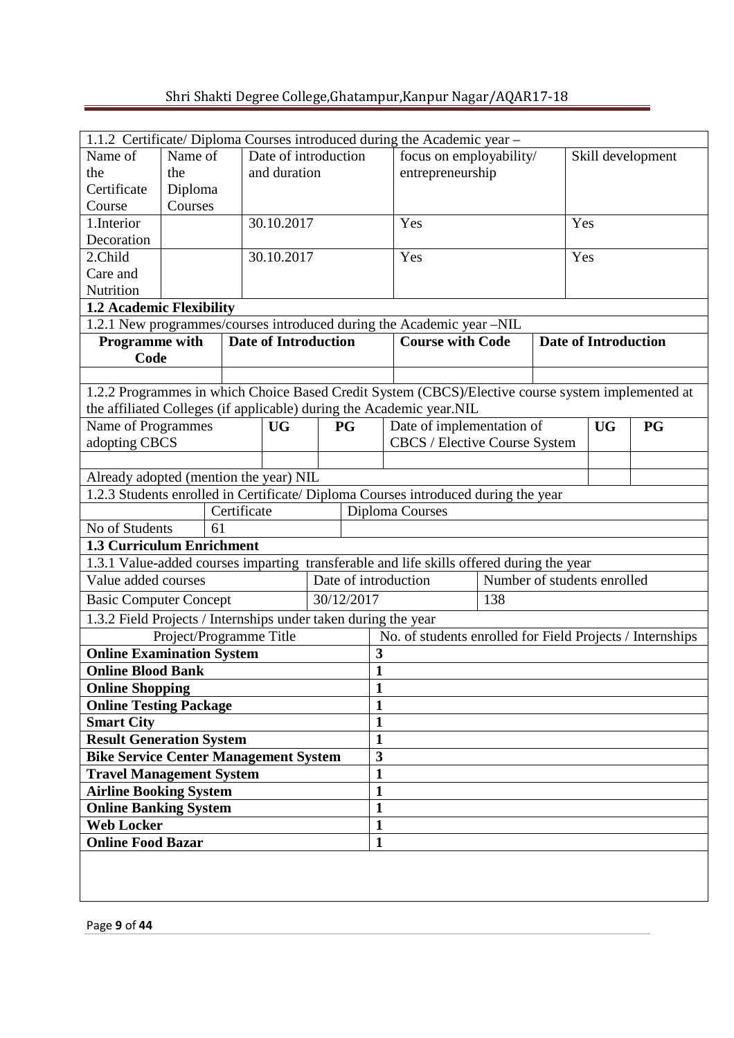1.1.2 Certificate/ Diploma Courses introduced during the Academic year –

| Name of the Certificate Course | Name of the Diploma Courses | Date of introduction and duration | focus on employability/ entrepreneurship | Skill development |
|---|---|---|---|---|
| 1.Interior Decoration | | 30.10.2017 | Yes | Yes |
| 2.Child Care and Nutrition | | 30.10.2017 | Yes | Yes |

**1.2 Academic Flexibility**

1.2.1 New programmes/courses introduced during the Academic year –NIL

| Programme with Code | Date of Introduction | Course with Code | Date of Introduction |
|---|---|---|---|
| | | | |

1.2.2 Programmes in which Choice Based Credit System (CBCS)/Elective course system implemented at the affiliated Colleges (if applicable) during the Academic year.NIL

| Name of Programmes adopting CBCS | UG | PG | Date of implementation of CBCS / Elective Course System | UG | PG |
|---|---|---|---|---|---|
| | | | | | |
| Already adopted (mention the year) NIL | | | | | |

1.2.3 Students enrolled in Certificate/ Diploma Courses introduced during the year

| | Certificate | Diploma Courses |
|---|---|---|
| No of Students | 61 | |

**1.3 Curriculum Enrichment**

1.3.1 Value-added courses imparting transferable and life skills offered during the year

| Value added courses | Date of introduction | Number of students enrolled |
|---|---|---|
| Basic Computer Concept | 30/12/2017 | 138 |

1.3.2 Field Projects / Internships under taken during the year

| Project/Programme Title | No. of students enrolled for Field Projects / Internships |
|---|---|
| **Online Examination System** | **3** |
| **Online Blood Bank** | **1** |
| **Online Shopping** | **1** |
| **Online Testing Package** | **1** |
| **Smart City** | **1** |
| **Result Generation System** | **1** |
| **Bike Service Center Management System** | **3** |
| **Travel Management System** | **1** |
| **Airline Booking System** | **1** |
| **Online Banking System** | **1** |
| **Web Locker** | **1** |
| **Online Food Bazar** | **1** |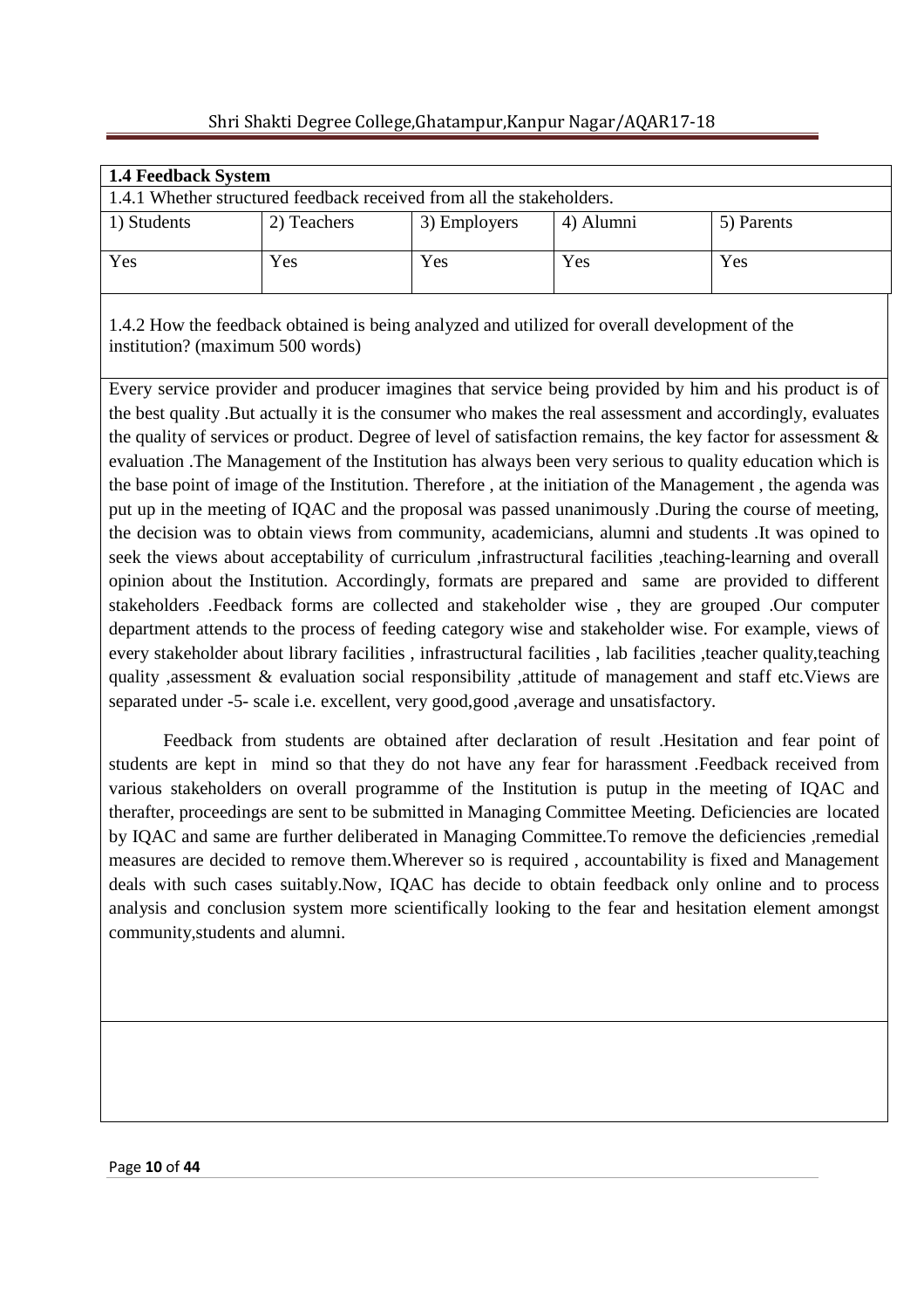**1.4 Feedback System**

1.4.1 Whether structured feedback received from all the stakeholders.

| 1) Students | 2) Teachers | 3) Employers | 4) Alumni | 5) Parents |
|---|---|---|---|---|
| Yes | Yes | Yes | Yes | Yes |

1.4.2 How the feedback obtained is being analyzed and utilized for overall development of the institution? (maximum 500 words)

Every service provider and producer imagines that service being provided by him and his product is of the best quality .But actually it is the consumer who makes the real assessment and accordingly, evaluates the quality of services or product. Degree of level of satisfaction remains, the key factor for assessment & evaluation .The Management of the Institution has always been very serious to quality education which is the base point of image of the Institution. Therefore , at the initiation of the Management , the agenda was put up in the meeting of IQAC and the proposal was passed unanimously .During the course of meeting, the decision was to obtain views from community, academicians, alumni and students .It was opined to seek the views about acceptability of curriculum ,infrastructural facilities ,teaching-learning and overall opinion about the Institution. Accordingly, formats are prepared and same are provided to different stakeholders .Feedback forms are collected and stakeholder wise , they are grouped .Our computer department attends to the process of feeding category wise and stakeholder wise. For example, views of every stakeholder about library facilities , infrastructural facilities , lab facilities ,teacher quality,teaching quality ,assessment & evaluation social responsibility ,attitude of management and staff etc.Views are separated under -5- scale i.e. excellent, very good,good ,average and unsatisfactory.

Feedback from students are obtained after declaration of result .Hesitation and fear point of students are kept in mind so that they do not have any fear for harassment .Feedback received from various stakeholders on overall programme of the Institution is putup in the meeting of IQAC and therafter, proceedings are sent to be submitted in Managing Committee Meeting. Deficiencies are located by IQAC and same are further deliberated in Managing Committee.To remove the deficiencies ,remedial measures are decided to remove them.Wherever so is required , accountability is fixed and Management deals with such cases suitably.Now, IQAC has decide to obtain feedback only online and to process analysis and conclusion system more scientifically looking to the fear and hesitation element amongst community,students and alumni.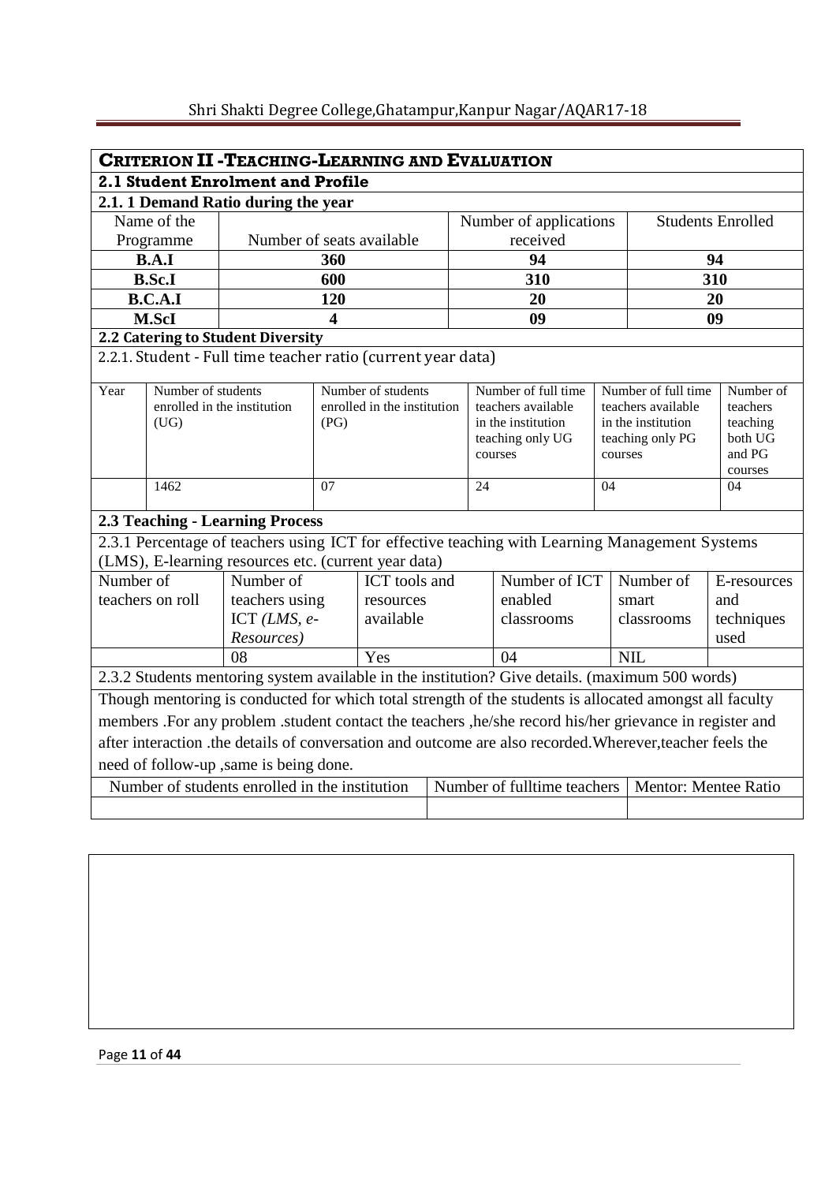## CRITERION II -TEACHING-LEARNING AND EVALUATION

### 2.1 Student Enrolment and Profile

#### 2.1. 1 Demand Ratio during the year

| Name of the Programme | Number of seats available | Number of applications received | Students Enrolled |
|---|---|---|---|
| **B.A.I** | **360** | **94** | **94** |
| **B.Sc.I** | **600** | **310** | **310** |
| **B.C.A.I** | **120** | **20** | **20** |
| **M.ScI** | **4** | **09** | **09** |

### 2.2 Catering to Student Diversity

2.2.1. Student - Full time teacher ratio (current year data)

| Year | Number of students enrolled in the institution (UG) | Number of students enrolled in the institution (PG) | Number of full time teachers available in the institution teaching only UG courses | Number of full time teachers available in the institution teaching only PG courses | Number of teachers teaching both UG and PG courses |
|---|---|---|---|---|---|
| | 1462 | 07 | 24 | 04 | 04 |

### 2.3 Teaching - Learning Process

2.3.1 Percentage of teachers using ICT for effective teaching with Learning Management Systems (LMS), E-learning resources etc. (current year data)

| Number of teachers on roll | Number of teachers using ICT *(LMS, e-Resources)* | ICT tools and resources available | Number of ICT enabled classrooms | Number of smart classrooms | E-resources and techniques used |
|---|---|---|---|---|---|
| | 08 | Yes | 04 | NIL | |

2.3.2 Students mentoring system available in the institution? Give details. (maximum 500 words)

Though mentoring is conducted for which total strength of the students is allocated amongst all faculty members .For any problem .student contact the teachers ,he/she record his/her grievance in register and after interaction .the details of conversation and outcome are also recorded.Wherever,teacher feels the need of follow-up ,same is being done.

| Number of students enrolled in the institution | Number of fulltime teachers | Mentor: Mentee Ratio |
|---|---|---|
| | | |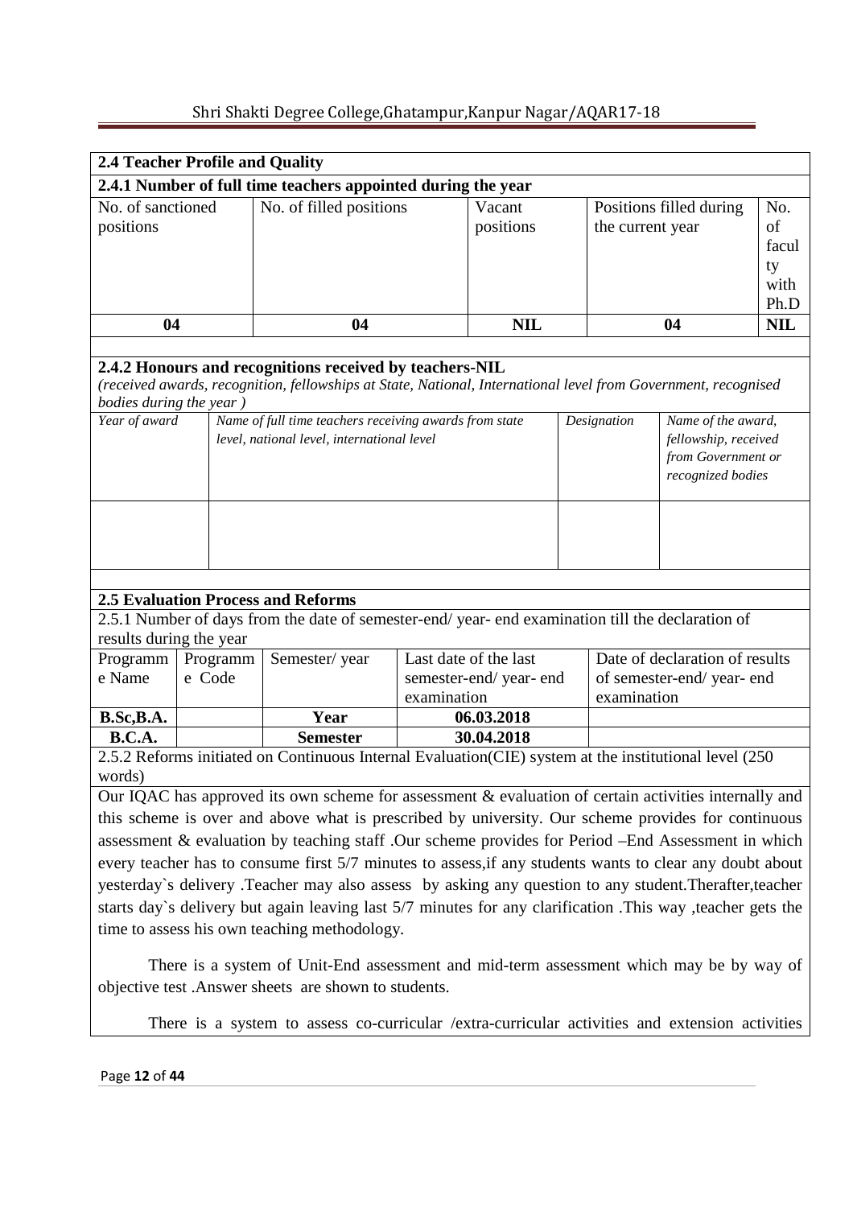**2.4 Teacher Profile and Quality**

**2.4.1 Number of full time teachers appointed during the year**

| No. of sanctioned positions | No. of filled positions | Vacant positions | Positions filled during the current year | No. of faculty with Ph.D |
|---|---|---|---|---|
| **04** | **04** | **NIL** | **04** | **NIL** |

**2.4.2 Honours and recognitions received by teachers-NIL**

*(received awards, recognition, fellowships at State, National, International level from Government, recognised bodies during the year )*

| *Year of award* | *Name of full time teachers receiving awards from state level, national level, international level* | *Designation* | *Name of the award, fellowship, received from Government or recognized bodies* |
|---|---|---|---|
| | | | |

**2.5 Evaluation Process and Reforms**

2.5.1 Number of days from the date of semester-end/ year- end examination till the declaration of results during the year

| Programme Name | Programme Code | Semester/ year | Last date of the last semester-end/ year- end examination | Date of declaration of results of semester-end/ year- end examination |
|---|---|---|---|---|
| **B.Sc,B.A.** | | **Year** | **06.03.2018** | |
| **B.C.A.** | | **Semester** | **30.04.2018** | |

2.5.2 Reforms initiated on Continuous Internal Evaluation(CIE) system at the institutional level (250 words)

Our IQAC has approved its own scheme for assessment & evaluation of certain activities internally and this scheme is over and above what is prescribed by university. Our scheme provides for continuous assessment & evaluation by teaching staff .Our scheme provides for Period –End Assessment in which every teacher has to consume first 5/7 minutes to assess,if any students wants to clear any doubt about yesterday`s delivery .Teacher may also assess by asking any question to any student.Therafter,teacher starts day`s delivery but again leaving last 5/7 minutes for any clarification .This way ,teacher gets the time to assess his own teaching methodology.

There is a system of Unit-End assessment and mid-term assessment which may be by way of objective test .Answer sheets are shown to students.

There is a system to assess co-curricular /extra-curricular activities and extension activities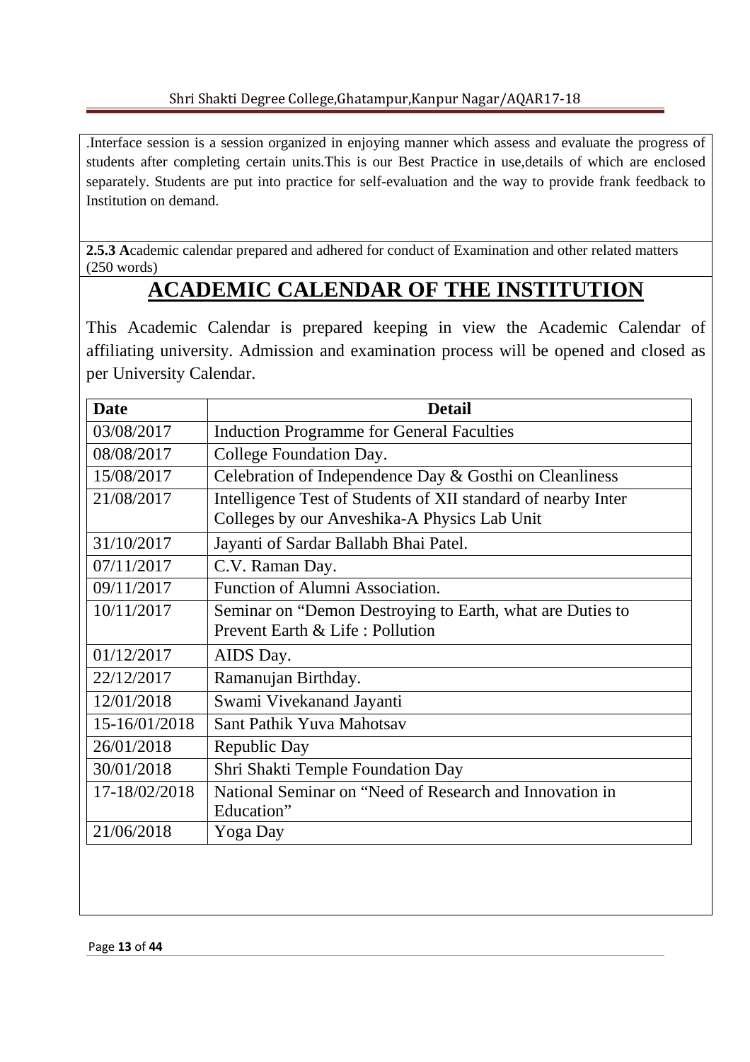.Interface session is a session organized in enjoying manner which assess and evaluate the progress of students after completing certain units.This is our Best Practice in use,details of which are enclosed separately. Students are put into practice for self-evaluation and the way to provide frank feedback to Institution on demand.

**2.5.3 A**cademic calendar prepared and adhered for conduct of Examination and other related matters (250 words)

# ACADEMIC CALENDAR OF THE INSTITUTION

This Academic Calendar is prepared keeping in view the Academic Calendar of affiliating university. Admission and examination process will be opened and closed as per University Calendar.

| Date | Detail |
|---|---|
| 03/08/2017 | Induction Programme for General Faculties |
| 08/08/2017 | College Foundation Day. |
| 15/08/2017 | Celebration of Independence Day & Gosthi on Cleanliness |
| 21/08/2017 | Intelligence Test of Students of XII standard of nearby Inter Colleges by our Anveshika-A Physics Lab Unit |
| 31/10/2017 | Jayanti of Sardar Ballabh Bhai Patel. |
| 07/11/2017 | C.V. Raman Day. |
| 09/11/2017 | Function of Alumni Association. |
| 10/11/2017 | Seminar on "Demon Destroying to Earth, what are Duties to Prevent Earth & Life : Pollution |
| 01/12/2017 | AIDS Day. |
| 22/12/2017 | Ramanujan Birthday. |
| 12/01/2018 | Swami Vivekanand Jayanti |
| 15-16/01/2018 | Sant Pathik Yuva Mahotsav |
| 26/01/2018 | Republic Day |
| 30/01/2018 | Shri Shakti Temple Foundation Day |
| 17-18/02/2018 | National Seminar on "Need of Research and Innovation in Education" |
| 21/06/2018 | Yoga Day |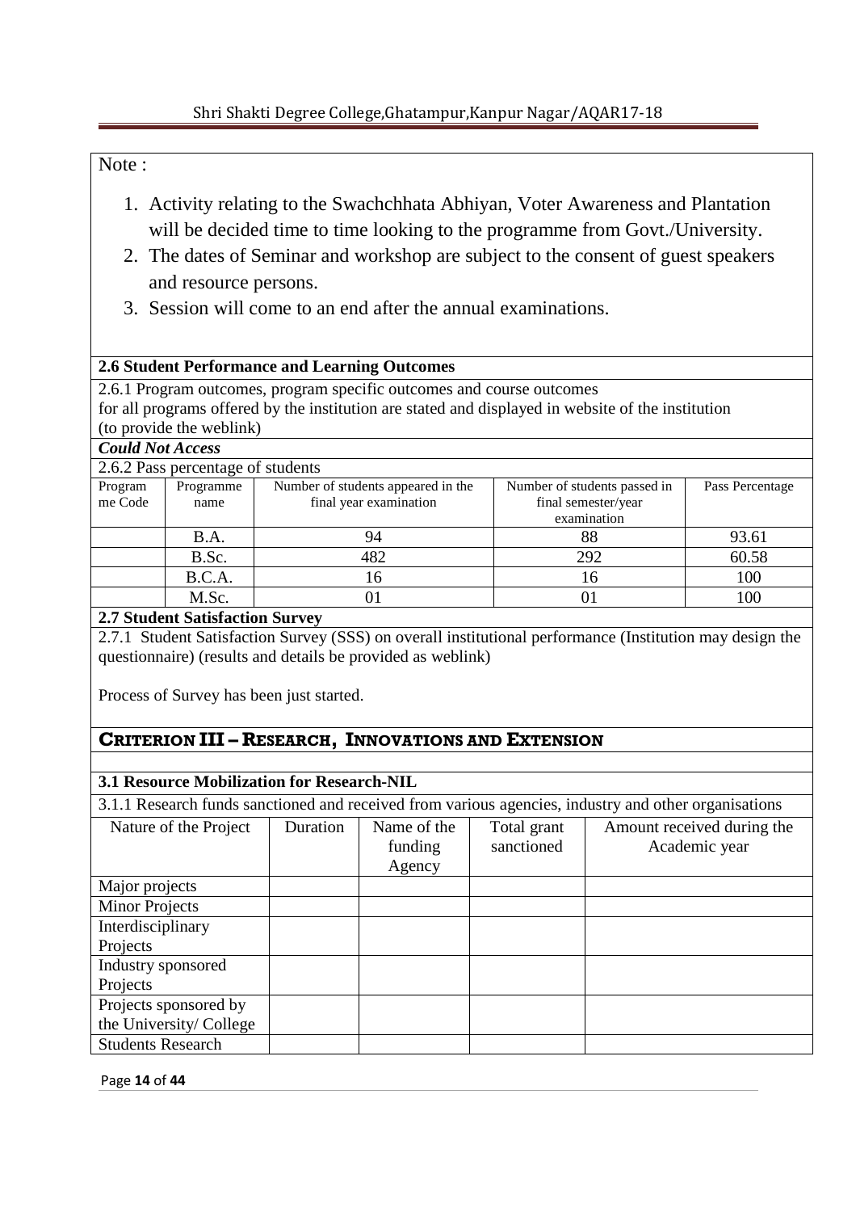Note :

1. Activity relating to the Swachchhata Abhiyan, Voter Awareness and Plantation will be decided time to time looking to the programme from Govt./University.
2. The dates of Seminar and workshop are subject to the consent of guest speakers and resource persons.
3. Session will come to an end after the annual examinations.

**2.6 Student Performance and Learning Outcomes**

2.6.1 Program outcomes, program specific outcomes and course outcomes for all programs offered by the institution are stated and displayed in website of the institution (to provide the weblink)

***Could Not Access***

2.6.2 Pass percentage of students

| Programme Code | Programme name | Number of students appeared in the final year examination | Number of students passed in final semester/year examination | Pass Percentage |
|---|---|---|---|---|
| | B.A. | 94 | 88 | 93.61 |
| | B.Sc. | 482 | 292 | 60.58 |
| | B.C.A. | 16 | 16 | 100 |
| | M.Sc. | 01 | 01 | 100 |

**2.7 Student Satisfaction Survey**

2.7.1 Student Satisfaction Survey (SSS) on overall institutional performance (Institution may design the questionnaire) (results and details be provided as weblink)

Process of Survey has been just started.

## CRITERION III – RESEARCH, INNOVATIONS AND EXTENSION

**3.1 Resource Mobilization for Research-NIL**

3.1.1 Research funds sanctioned and received from various agencies, industry and other organisations

| Nature of the Project | Duration | Name of the funding Agency | Total grant sanctioned | Amount received during the Academic year |
|---|---|---|---|---|
| Major projects | | | | |
| Minor Projects | | | | |
| Interdisciplinary Projects | | | | |
| Industry sponsored Projects | | | | |
| Projects sponsored by the University/ College | | | | |
| Students Research | | | | |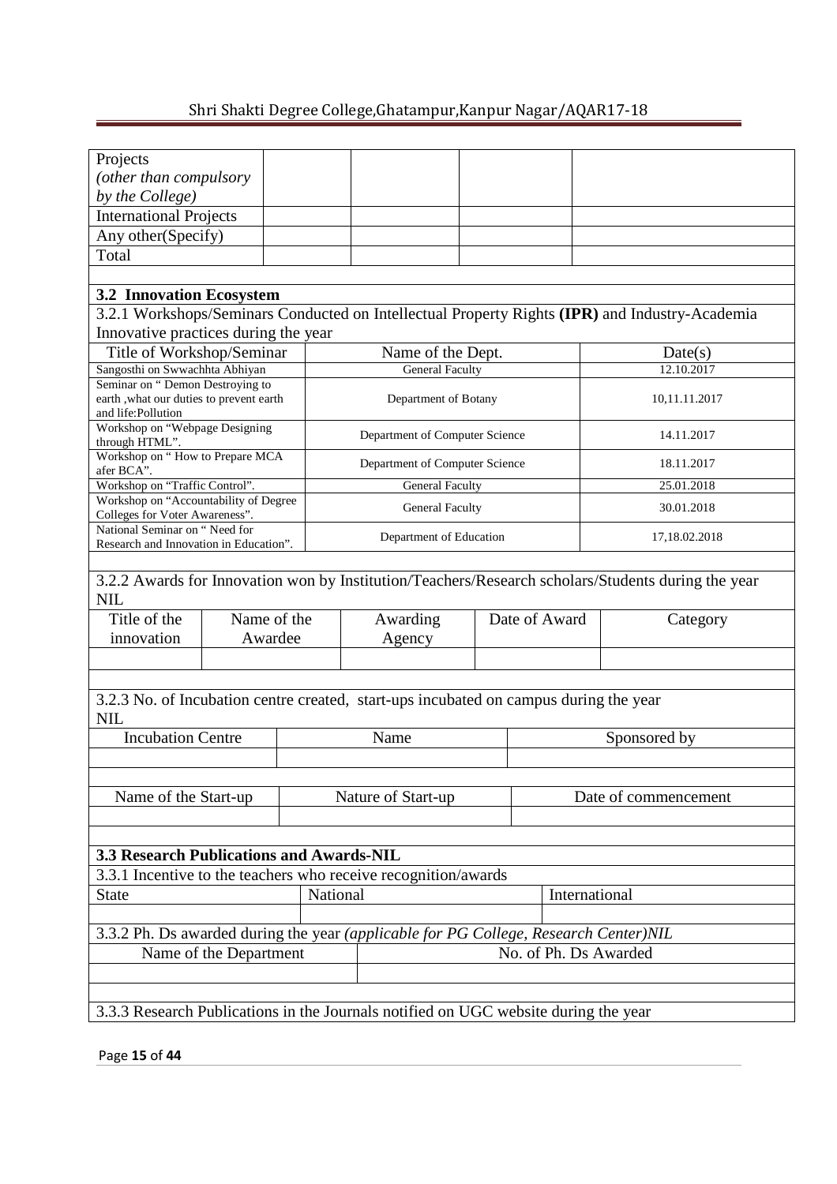| Projects *(other than compulsory by the College)* | | | | |
|---|---|---|---|---|
| International Projects | | | | |
| Any other(Specify) | | | | |
| Total | | | | |

**3.2 Innovation Ecosystem**

3.2.1 Workshops/Seminars Conducted on Intellectual Property Rights **(IPR)** and Industry-Academia Innovative practices during the year

| Title of Workshop/Seminar | Name of the Dept. | Date(s) |
|---|---|---|
| Sangosthi on Swwachhta Abhiyan | General Faculty | 12.10.2017 |
| Seminar on " Demon Destroying to earth ,what our duties to prevent earth and life:Pollution | Department of Botany | 10,11.11.2017 |
| Workshop on "Webpage Designing through HTML". | Department of Computer Science | 14.11.2017 |
| Workshop on " How to Prepare MCA afer BCA". | Department of Computer Science | 18.11.2017 |
| Workshop on "Traffic Control". | General Faculty | 25.01.2018 |
| Workshop on "Accountability of Degree Colleges for Voter Awareness". | General Faculty | 30.01.2018 |
| National Seminar on " Need for Research and Innovation in Education". | Department of Education | 17,18.02.2018 |

3.2.2 Awards for Innovation won by Institution/Teachers/Research scholars/Students during the year
NIL

| Title of the innovation | Name of the Awardee | Awarding Agency | Date of Award | Category |
|---|---|---|---|---|
| | | | | |

3.2.3 No. of Incubation centre created, start-ups incubated on campus during the year
NIL

| Incubation Centre | Name | Sponsored by |
|---|---|---|
| | | |

| Name of the Start-up | Nature of Start-up | Date of commencement |
|---|---|---|
| | | |

**3.3 Research Publications and Awards-NIL**

3.3.1 Incentive to the teachers who receive recognition/awards

| State | National | International |
|---|---|---|
| | | |

3.3.2 Ph. Ds awarded during the year *(applicable for PG College, Research Center)NIL*

| Name of the Department | No. of Ph. Ds Awarded |
|---|---|
| | |

3.3.3 Research Publications in the Journals notified on UGC website during the year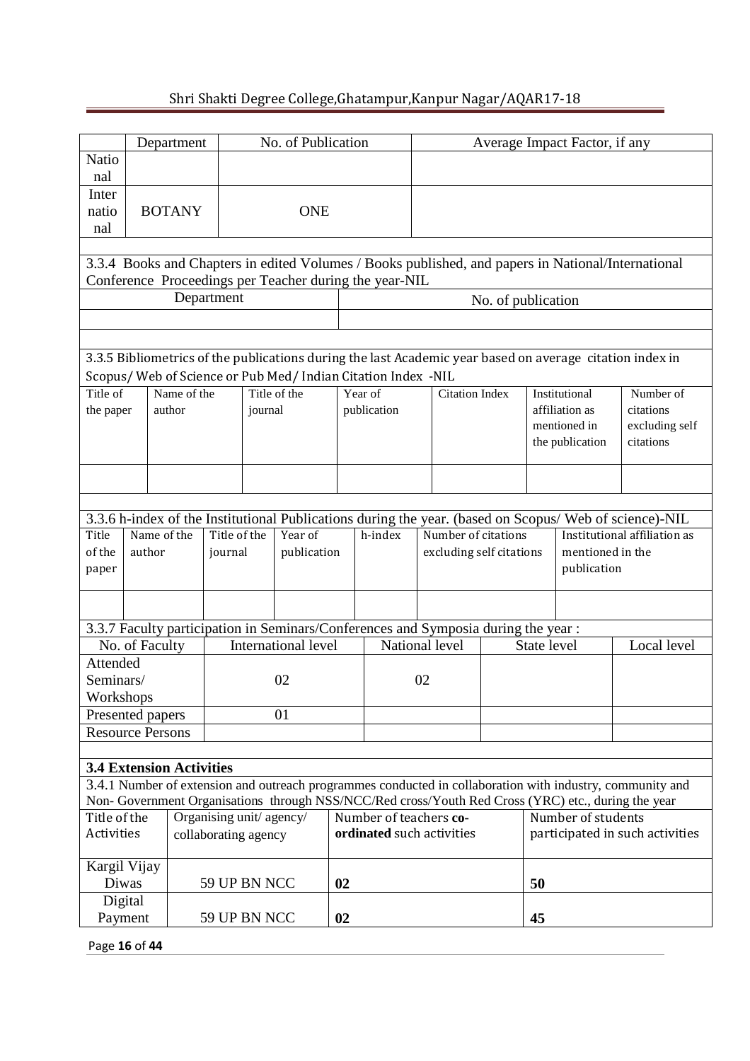| | Department | No. of Publication | Average Impact Factor, if any |
|---|---|---|---|
| National | | | |
| International | BOTANY | ONE | |

3.3.4 Books and Chapters in edited Volumes / Books published, and papers in National/International Conference Proceedings per Teacher during the year-NIL

| Department | No. of publication |
|---|---|
| | |

3.3.5 Bibliometrics of the publications during the last Academic year based on average citation index in Scopus/ Web of Science or Pub Med/ Indian Citation Index -NIL

| Title of the paper | Name of the author | Title of the journal | Year of publication | Citation Index | Institutional affiliation as mentioned in the publication | Number of citations excluding self citations |
|---|---|---|---|---|---|---|
| | | | | | | |

3.3.6 h-index of the Institutional Publications during the year. (based on Scopus/ Web of science)-NIL

| Title of the paper | Name of the author | Title of the journal | Year of publication | h-index | Number of citations excluding self citations | Institutional affiliation as mentioned in the publication |
|---|---|---|---|---|---|---|
| | | | | | | |

3.3.7 Faculty participation in Seminars/Conferences and Symposia during the year :

| No. of Faculty | International level | National level | State level | Local level |
|---|---|---|---|---|
| Attended Seminars/ Workshops | 02 | 02 | | |
| Presented papers | 01 | | | |
| Resource Persons | | | | |

**3.4 Extension Activities**

3.4.1 Number of extension and outreach programmes conducted in collaboration with industry, community and Non- Government Organisations through NSS/NCC/Red cross/Youth Red Cross (YRC) etc., during the year

| Title of the Activities | Organising unit/ agency/ collaborating agency | Number of teachers **co-ordinated** such activities | Number of students participated in such activities |
|---|---|---|---|
| Kargil Vijay Diwas | 59 UP BN NCC | **02** | **50** |
| Digital Payment | 59 UP BN NCC | **02** | **45** |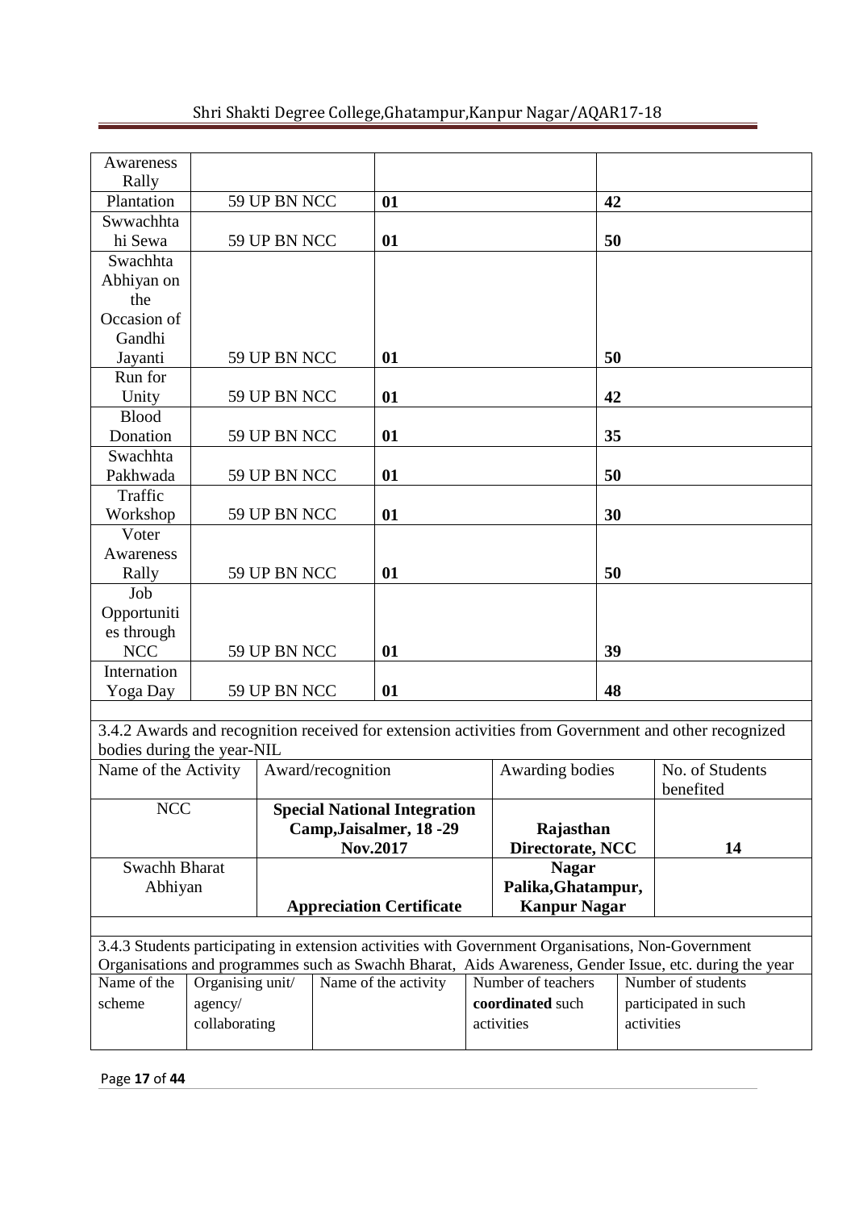| | | | |
|---|---|---|---|
| Awareness Rally | | | |
| Plantation | 59 UP BN NCC | 01 | 42 |
| Swwachhtahi Sewa | 59 UP BN NCC | 01 | 50 |
| Swachhta Abhiyan on the Occasion of Gandhi Jayanti | 59 UP BN NCC | 01 | 50 |
| Run for Unity | 59 UP BN NCC | 01 | 42 |
| Blood Donation | 59 UP BN NCC | 01 | 35 |
| Swachhta Pakhwada | 59 UP BN NCC | 01 | 50 |
| Traffic Workshop | 59 UP BN NCC | 01 | 30 |
| Voter Awareness Rally | 59 UP BN NCC | 01 | 50 |
| Job Opportunities through NCC | 59 UP BN NCC | 01 | 39 |
| Internation Yoga Day | 59 UP BN NCC | 01 | 48 |

3.4.2 Awards and recognition received for extension activities from Government and other recognized bodies during the year-NIL

| Name of the Activity | Award/recognition | Awarding bodies | No. of Students benefited |
|---|---|---|---|
| NCC | **Special National Integration Camp,Jaisalmer, 18 -29 Nov.2017** | **Rajasthan Directorate, NCC** | **14** |
| Swachh Bharat Abhiyan | **Appreciation Certificate** | **Nagar Palika,Ghatampur, Kanpur Nagar** | |

3.4.3 Students participating in extension activities with Government Organisations, Non-Government Organisations and programmes such as Swachh Bharat, Aids Awareness, Gender Issue, etc. during the year

| Name of the scheme | Organising unit/ agency/ collaborating | Name of the activity | Number of teachers **coordinated** such activities | Number of students participated in such activities |
|---|---|---|---|---|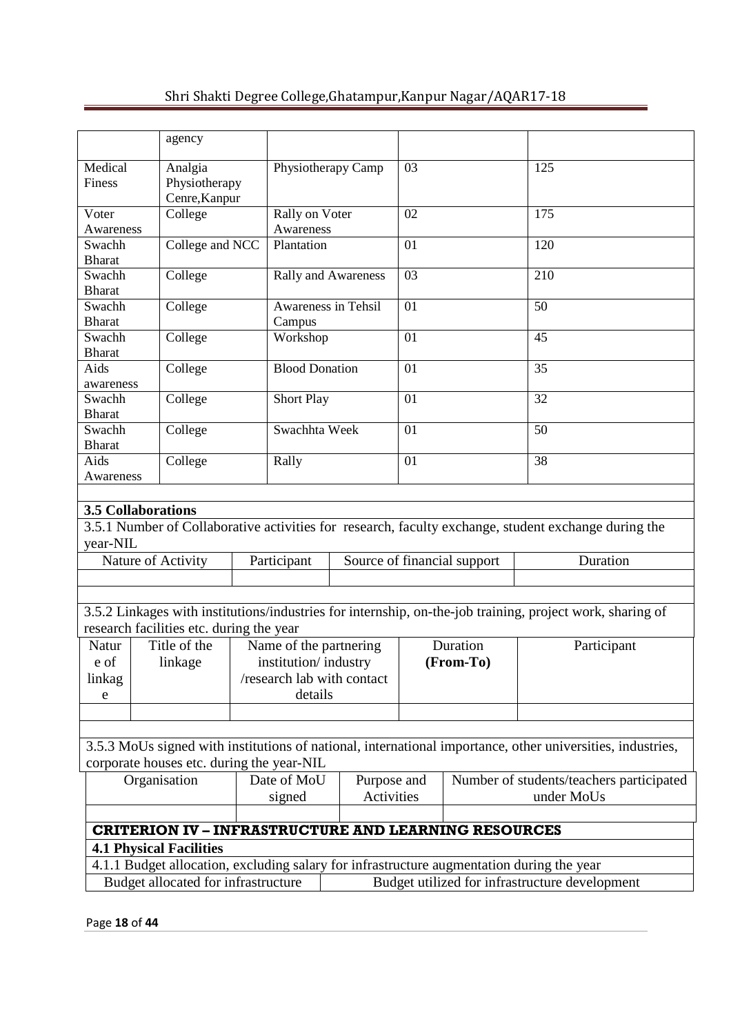|  | agency |  |  |  |
|---|---|---|---|---|
| Medical Finess | Analgia Physiotherapy Cenre,Kanpur | Physiotherapy Camp | 03 | 125 |
| Voter Awareness | College | Rally on Voter Awareness | 02 | 175 |
| Swachh Bharat | College and NCC | Plantation | 01 | 120 |
| Swachh Bharat | College | Rally and Awareness | 03 | 210 |
| Swachh Bharat | College | Awareness in Tehsil Campus | 01 | 50 |
| Swachh Bharat | College | Workshop | 01 | 45 |
| Aids awareness | College | Blood Donation | 01 | 35 |
| Swachh Bharat | College | Short Play | 01 | 32 |
| Swachh Bharat | College | Swachhta Week | 01 | 50 |
| Aids Awareness | College | Rally | 01 | 38 |

**3.5 Collaborations**

3.5.1 Number of Collaborative activities for research, faculty exchange, student exchange during the year-NIL

| Nature of Activity | Participant | Source of financial support | Duration |
|---|---|---|---|
|  |  |  |  |

3.5.2 Linkages with institutions/industries for internship, on-the-job training, project work, sharing of research facilities etc. during the year

| Nature of linkage | Title of the linkage | Name of the partnering institution/ industry /research lab with contact details | Duration (From-To) | Participant |
|---|---|---|---|---|
|  |  |  |  |  |

3.5.3 MoUs signed with institutions of national, international importance, other universities, industries, corporate houses etc. during the year-NIL

| Organisation | Date of MoU signed | Purpose and Activities | Number of students/teachers participated under MoUs |
|---|---|---|---|
|  |  |  |  |

## CRITERION IV – INFRASTRUCTURE AND LEARNING RESOURCES

**4.1 Physical Facilities**

4.1.1 Budget allocation, excluding salary for infrastructure augmentation during the year

| Budget allocated for infrastructure | Budget utilized for infrastructure development |
|---|---|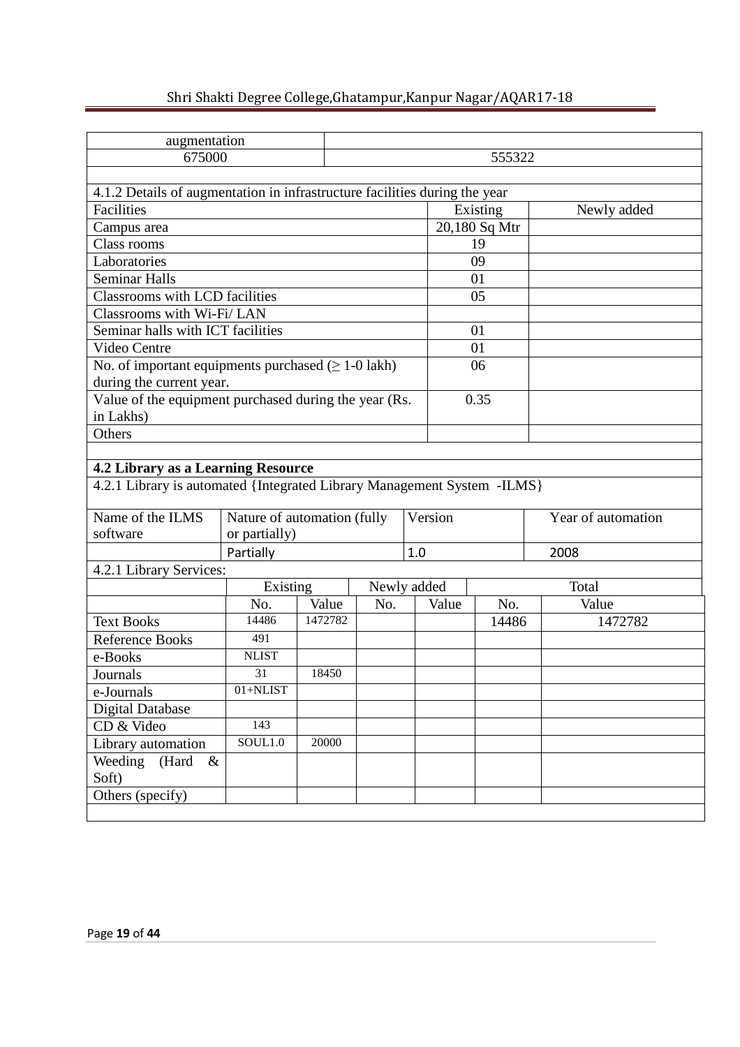| augmentation | |
|---|---|
| 675000 | 555322 |

4.1.2 Details of augmentation in infrastructure facilities during the year

| Facilities | Existing | Newly added |
|---|---|---|
| Campus area | 20,180 Sq Mtr | |
| Class rooms | 19 | |
| Laboratories | 09 | |
| Seminar Halls | 01 | |
| Classrooms with LCD facilities | 05 | |
| Classrooms with Wi-Fi/ LAN | | |
| Seminar halls with ICT facilities | 01 | |
| Video Centre | 01 | |
| No. of important equipments purchased ($\geq$ 1-0 lakh) during the current year. | 06 | |
| Value of the equipment purchased during the year (Rs. in Lakhs) | 0.35 | |
| Others | | |

**4.2 Library as a Learning Resource**

4.2.1 Library is automated {Integrated Library Management System -ILMS}

| Name of the ILMS software | Nature of automation (fully or partially) | Version | Year of automation |
|---|---|---|---|
| | Partially | 1.0 | 2008 |

4.2.1 Library Services:

| | Existing | | Newly added | | Total | |
|---|---|---|---|---|---|---|
| | No. | Value | No. | Value | No. | Value |
| Text Books | 14486 | 1472782 | | | 14486 | 1472782 |
| Reference Books | 491 | | | | | |
| e-Books | NLIST | | | | | |
| Journals | 31 | 18450 | | | | |
| e-Journals | 01+NLIST | | | | | |
| Digital Database | | | | | | |
| CD & Video | 143 | | | | | |
| Library automation | SOUL1.0 | 20000 | | | | |
| Weeding (Hard & Soft) | | | | | | |
| Others (specify) | | | | | | |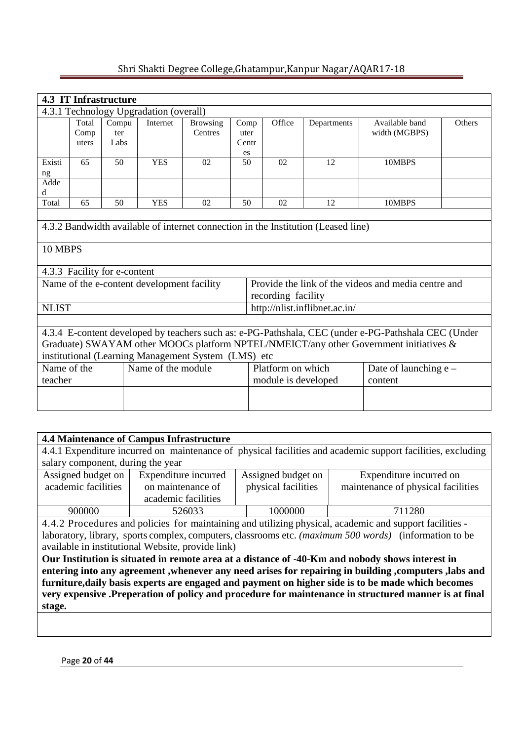### 4.3 IT Infrastructure

4.3.1 Technology Upgradation (overall)

| | Total Computers | Computer Labs | Internet | Browsing Centres | Computer Centres | Office | Departments | Available band width (MGBPS) | Others |
|---|---|---|---|---|---|---|---|---|---|
| Existing | 65 | 50 | YES | 02 | 50 | 02 | 12 | 10MBPS | |
| Added | | | | | | | | | |
| Total | 65 | 50 | YES | 02 | 50 | 02 | 12 | 10MBPS | |

4.3.2 Bandwidth available of internet connection in the Institution (Leased line)

10 MBPS

4.3.3 Facility for e-content

| Name of the e-content development facility | Provide the link of the videos and media centre and recording facility |
|---|---|
| NLIST | http://nlist.inflibnet.ac.in/ |

4.3.4 E-content developed by teachers such as: e-PG-Pathshala, CEC (under e-PG-Pathshala CEC (Under Graduate) SWAYAM other MOOCs platform NPTEL/NMEICT/any other Government initiatives & institutional (Learning Management System (LMS) etc

| Name of the teacher | Name of the module | Platform on which module is developed | Date of launching e – content |
|---|---|---|---|
| | | | |

### 4.4 Maintenance of Campus Infrastructure

4.4.1 Expenditure incurred on maintenance of physical facilities and academic support facilities, excluding salary component, during the year

| Assigned budget on academic facilities | Expenditure incurred on maintenance of academic facilities | Assigned budget on physical facilities | Expenditure incurred on maintenance of physical facilities |
|---|---|---|---|
| 900000 | 526033 | 1000000 | 711280 |

4.4.2 Procedures and policies for maintaining and utilizing physical, academic and support facilities - laboratory, library, sports complex, computers, classrooms etc. *(maximum 500 words)* (information to be available in institutional Website, provide link)

**Our Institution is situated in remote area at a distance of -40-Km and nobody shows interest in entering into any agreement ,whenever any need arises for repairing in building ,computers ,labs and furniture,daily basis experts are engaged and payment on higher side is to be made which becomes very expensive .Preperation of policy and procedure for maintenance in structured manner is at final stage.**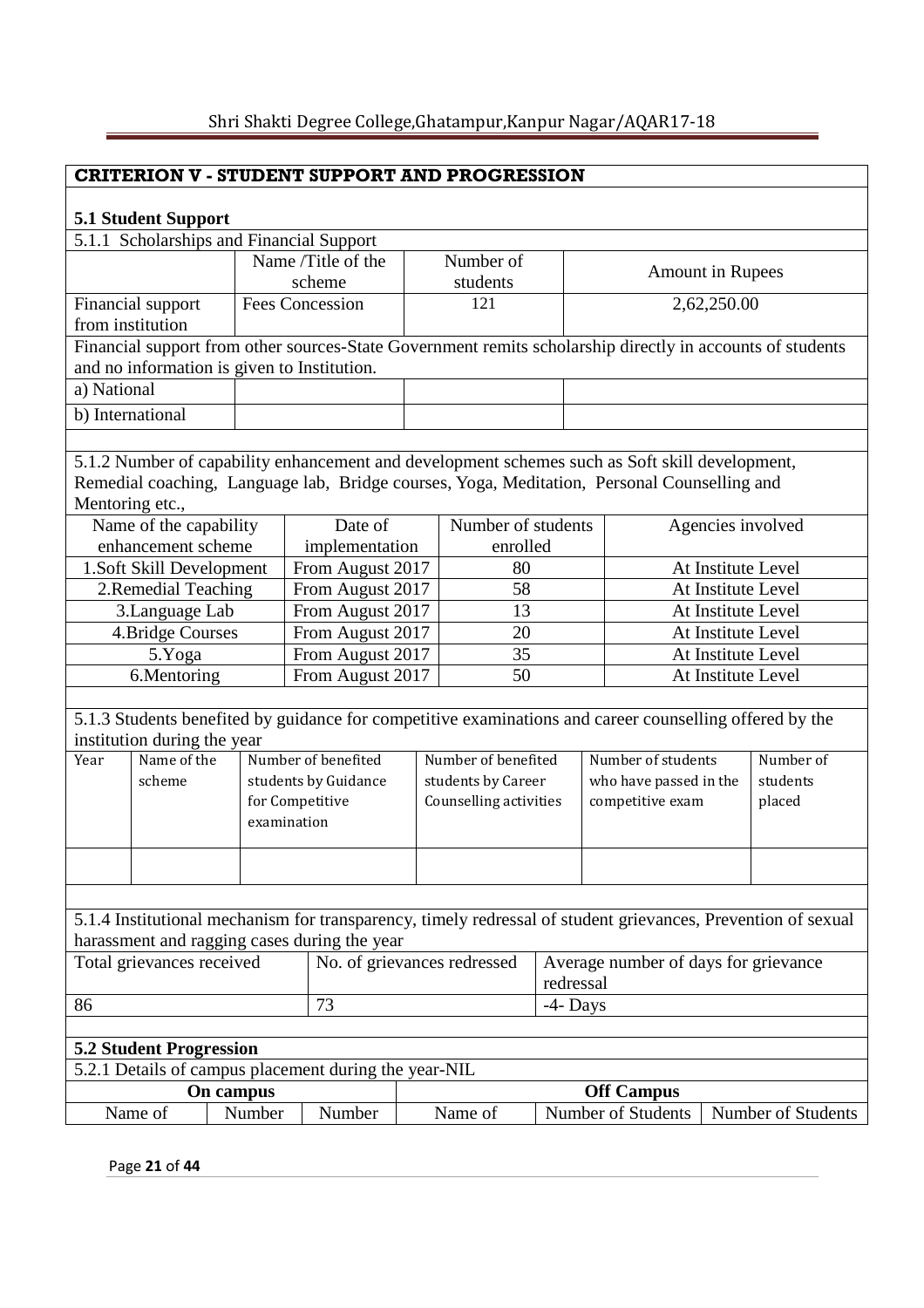## CRITERION V - STUDENT SUPPORT AND PROGRESSION

### 5.1 Student Support

5.1.1 Scholarships and Financial Support

| | Name /Title of the scheme | Number of students | Amount in Rupees |
|---|---|---|---|
| Financial support from institution | Fees Concession | 121 | 2,62,250.00 |

Financial support from other sources-State Government remits scholarship directly in accounts of students and no information is given to Institution.

| | | | |
|---|---|---|---|
| a) National | | | |
| b) International | | | |

5.1.2 Number of capability enhancement and development schemes such as Soft skill development, Remedial coaching, Language lab, Bridge courses, Yoga, Meditation, Personal Counselling and Mentoring etc.,

| Name of the capability enhancement scheme | Date of implementation | Number of students enrolled | Agencies involved |
|---|---|---|---|
| 1.Soft Skill Development | From August 2017 | 80 | At Institute Level |
| 2.Remedial Teaching | From August 2017 | 58 | At Institute Level |
| 3.Language Lab | From August 2017 | 13 | At Institute Level |
| 4.Bridge Courses | From August 2017 | 20 | At Institute Level |
| 5.Yoga | From August 2017 | 35 | At Institute Level |
| 6.Mentoring | From August 2017 | 50 | At Institute Level |

5.1.3 Students benefited by guidance for competitive examinations and career counselling offered by the institution during the year

| Year | Name of the scheme | Number of benefited students by Guidance for Competitive examination | Number of benefited students by Career Counselling activities | Number of students who have passed in the competitive exam | Number of students placed |
|---|---|---|---|---|---|
| | | | | | |

5.1.4 Institutional mechanism for transparency, timely redressal of student grievances, Prevention of sexual harassment and ragging cases during the year

| Total grievances received | No. of grievances redressed | Average number of days for grievance redressal |
|---|---|---|
| 86 | 73 | -4- Days |

### 5.2 Student Progression

5.2.1 Details of campus placement during the year-NIL

| On campus | | | Off Campus | | |
|---|---|---|---|---|---|
| Name of | Number | Number | Name of | Number of Students | Number of Students |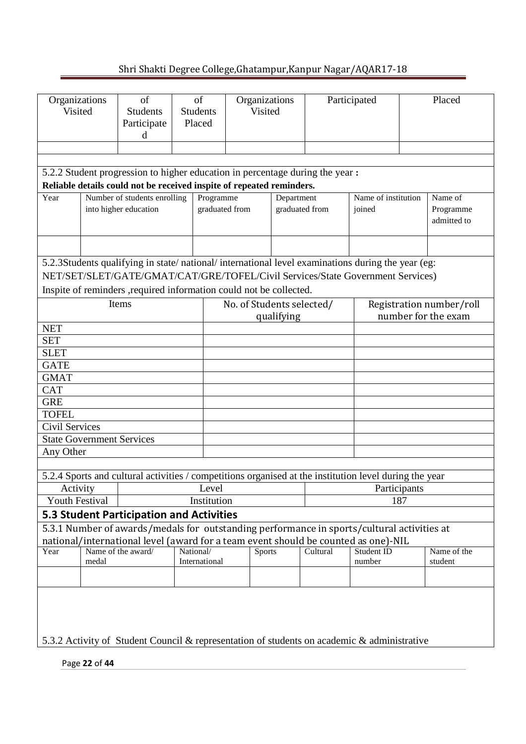| Organizations Visited | of Students Participated | of Students Placed | Organizations Visited | Participated | Placed |
|---|---|---|---|---|---|
| | | | | | |

5.2.2 Student progression to higher education in percentage during the year :

**Reliable details could not be received inspite of repeated reminders.**

| Year | Number of students enrolling into higher education | Programme graduated from | Department graduated from | Name of institution joined | Name of Programme admitted to |
|---|---|---|---|---|---|
| | | | | | |

5.2.3Students qualifying in state/ national/ international level examinations during the year (eg: NET/SET/SLET/GATE/GMAT/CAT/GRE/TOFEL/Civil Services/State Government Services)

Inspite of reminders ,required information could not be collected.

| Items | No. of Students selected/ qualifying | Registration number/roll number for the exam |
|---|---|---|
| NET | | |
| SET | | |
| SLET | | |
| GATE | | |
| GMAT | | |
| CAT | | |
| GRE | | |
| TOFEL | | |
| Civil Services | | |
| State Government Services | | |
| Any Other | | |

5.2.4 Sports and cultural activities / competitions organised at the institution level during the year

| Activity | Level | Participants |
|---|---|---|
| Youth Festival | Institution | 187 |

## 5.3 Student Participation and Activities

5.3.1 Number of awards/medals for outstanding performance in sports/cultural activities at national/international level (award for a team event should be counted as one)-NIL

| Year | Name of the award/ medal | National/ International | Sports | Cultural | Student ID number | Name of the student |
|---|---|---|---|---|---|---|
| | | | | | | |

5.3.2 Activity of Student Council & representation of students on academic & administrative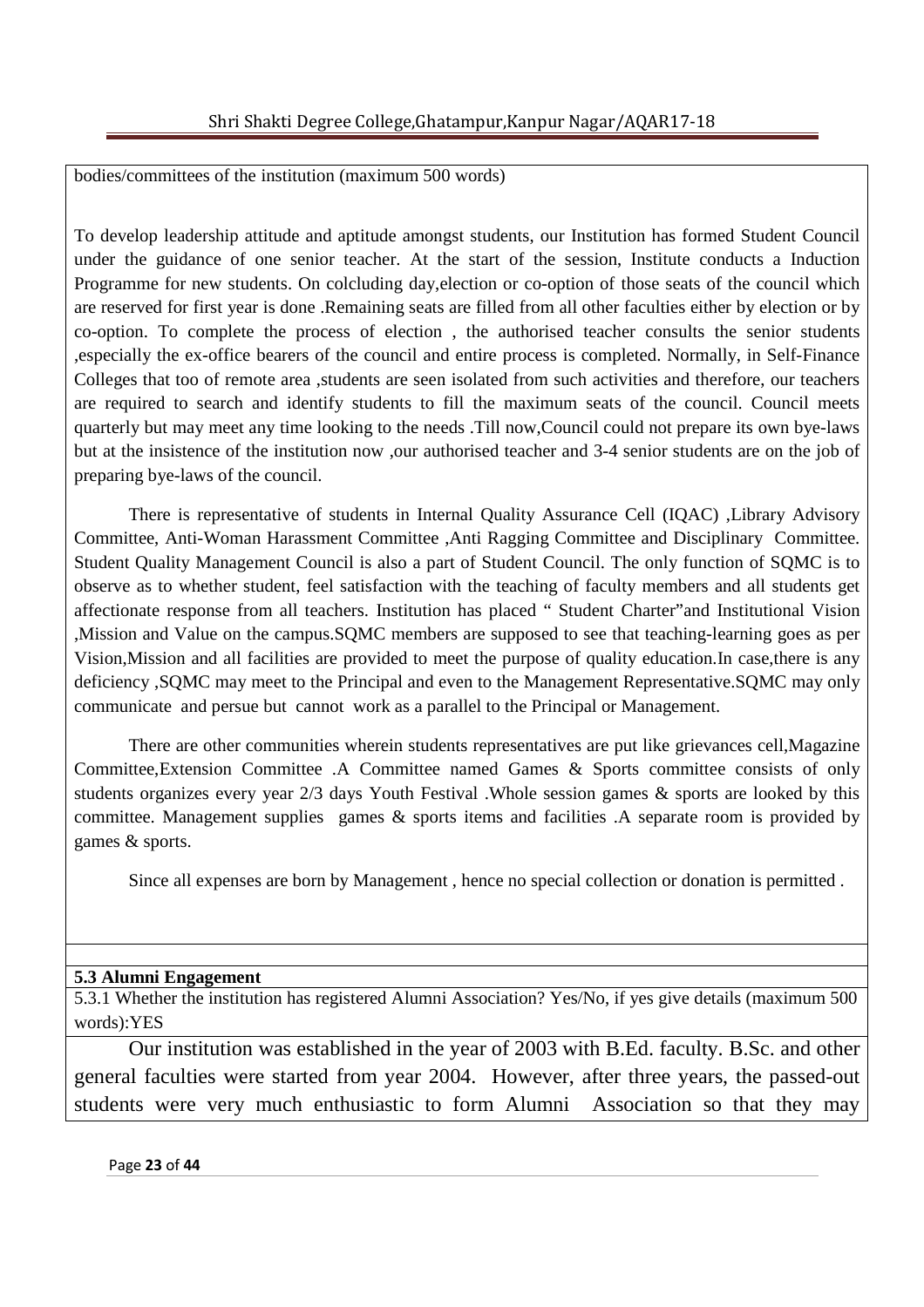bodies/committees of the institution (maximum 500 words)

To develop leadership attitude and aptitude amongst students, our Institution has formed Student Council under the guidance of one senior teacher. At the start of the session, Institute conducts a Induction Programme for new students. On colcluding day,election or co-option of those seats of the council which are reserved for first year is done .Remaining seats are filled from all other faculties either by election or by co-option. To complete the process of election , the authorised teacher consults the senior students ,especially the ex-office bearers of the council and entire process is completed. Normally, in Self-Finance Colleges that too of remote area ,students are seen isolated from such activities and therefore, our teachers are required to search and identify students to fill the maximum seats of the council. Council meets quarterly but may meet any time looking to the needs .Till now,Council could not prepare its own bye-laws but at the insistence of the institution now ,our authorised teacher and 3-4 senior students are on the job of preparing bye-laws of the council.

There is representative of students in Internal Quality Assurance Cell (IQAC) ,Library Advisory Committee, Anti-Woman Harassment Committee ,Anti Ragging Committee and Disciplinary Committee. Student Quality Management Council is also a part of Student Council. The only function of SQMC is to observe as to whether student, feel satisfaction with the teaching of faculty members and all students get affectionate response from all teachers. Institution has placed " Student Charter"and Institutional Vision ,Mission and Value on the campus.SQMC members are supposed to see that teaching-learning goes as per Vision,Mission and all facilities are provided to meet the purpose of quality education.In case,there is any deficiency ,SQMC may meet to the Principal and even to the Management Representative.SQMC may only communicate and persue but cannot work as a parallel to the Principal or Management.

There are other communities wherein students representatives are put like grievances cell,Magazine Committee,Extension Committee .A Committee named Games & Sports committee consists of only students organizes every year 2/3 days Youth Festival .Whole session games & sports are looked by this committee. Management supplies games & sports items and facilities .A separate room is provided by games & sports.

Since all expenses are born by Management , hence no special collection or donation is permitted .

**5.3 Alumni Engagement**

5.3.1 Whether the institution has registered Alumni Association? Yes/No, if yes give details (maximum 500 words):YES

Our institution was established in the year of 2003 with B.Ed. faculty. B.Sc. and other general faculties were started from year 2004. However, after three years, the passed-out students were very much enthusiastic to form Alumni Association so that they may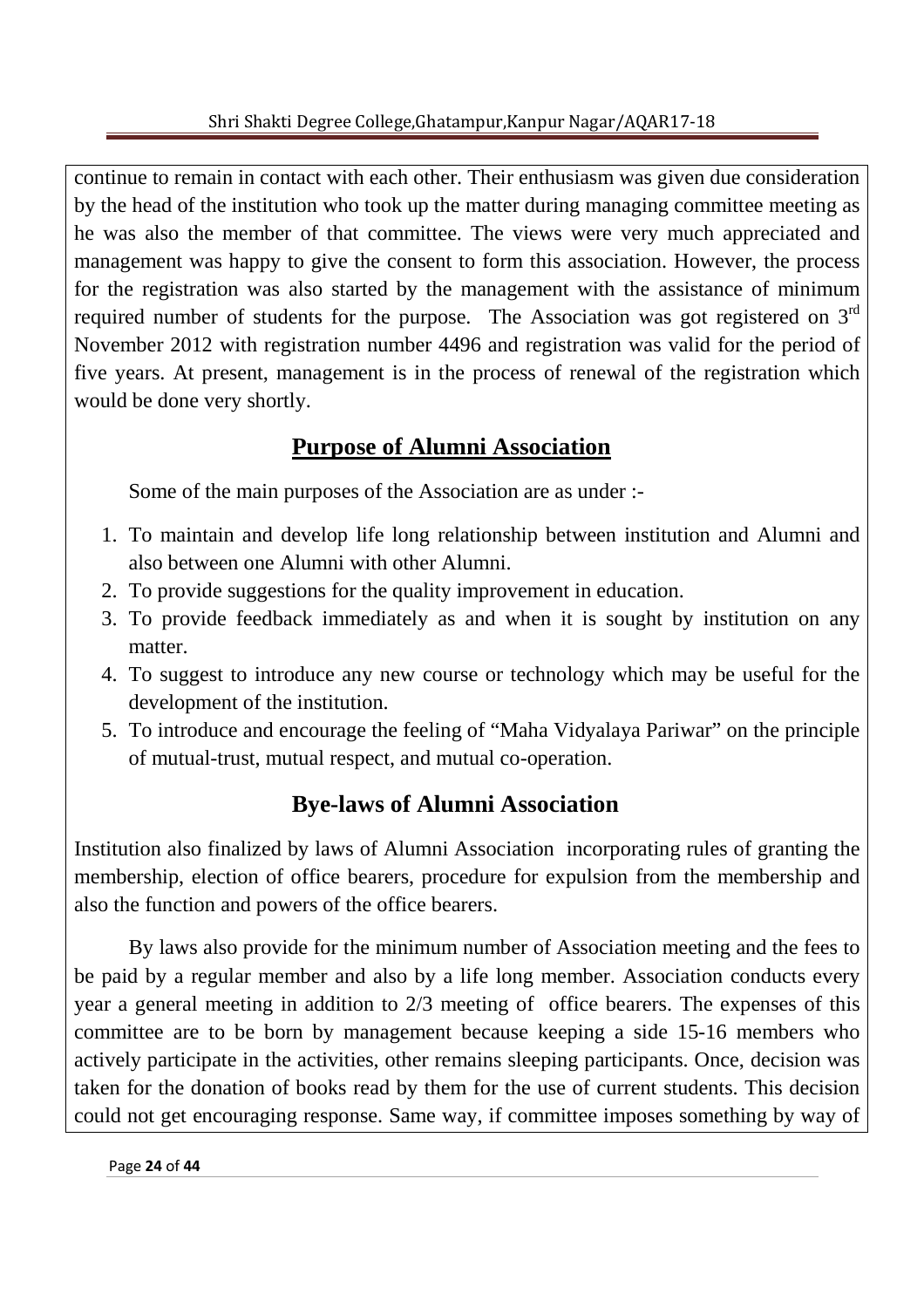continue to remain in contact with each other. Their enthusiasm was given due consideration by the head of the institution who took up the matter during managing committee meeting as he was also the member of that committee. The views were very much appreciated and management was happy to give the consent to form this association. However, the process for the registration was also started by the management with the assistance of minimum required number of students for the purpose. The Association was got registered on 3rd November 2012 with registration number 4496 and registration was valid for the period of five years. At present, management is in the process of renewal of the registration which would be done very shortly.

## Purpose of Alumni Association

Some of the main purposes of the Association are as under :-

1. To maintain and develop life long relationship between institution and Alumni and also between one Alumni with other Alumni.
2. To provide suggestions for the quality improvement in education.
3. To provide feedback immediately as and when it is sought by institution on any matter.
4. To suggest to introduce any new course or technology which may be useful for the development of the institution.
5. To introduce and encourage the feeling of "Maha Vidyalaya Pariwar" on the principle of mutual-trust, mutual respect, and mutual co-operation.

## Bye-laws of Alumni Association

Institution also finalized by laws of Alumni Association incorporating rules of granting the membership, election of office bearers, procedure for expulsion from the membership and also the function and powers of the office bearers.

By laws also provide for the minimum number of Association meeting and the fees to be paid by a regular member and also by a life long member. Association conducts every year a general meeting in addition to 2/3 meeting of office bearers. The expenses of this committee are to be born by management because keeping a side 15-16 members who actively participate in the activities, other remains sleeping participants. Once, decision was taken for the donation of books read by them for the use of current students. This decision could not get encouraging response. Same way, if committee imposes something by way of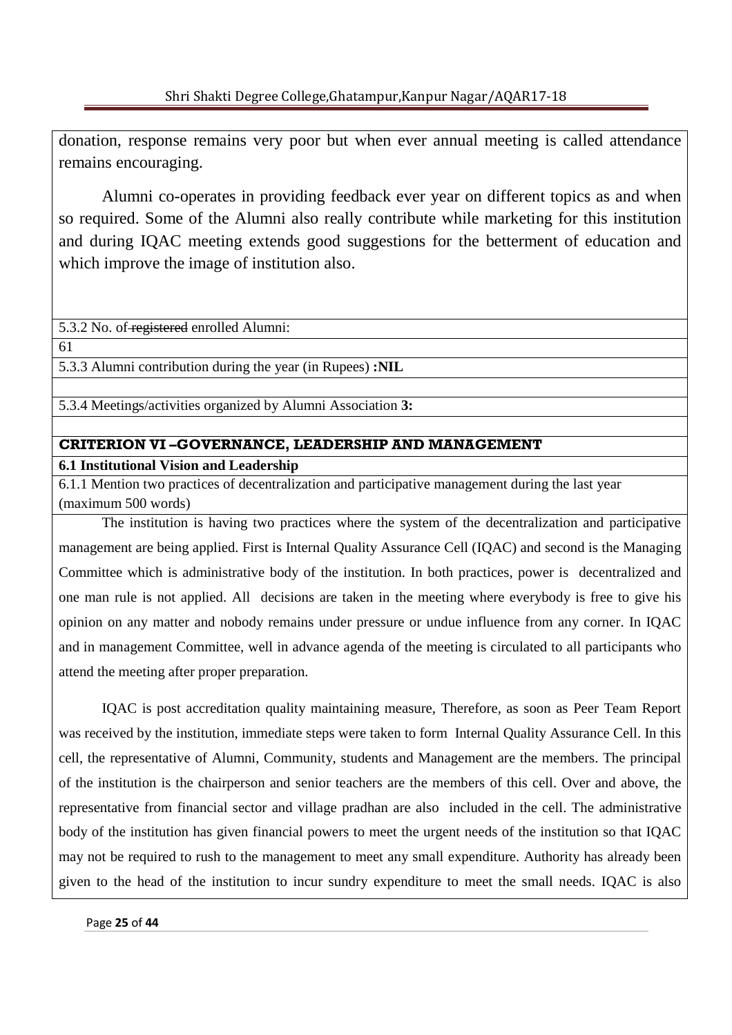donation, response remains very poor but when ever annual meeting is called attendance remains encouraging.

Alumni co-operates in providing feedback ever year on different topics as and when so required. Some of the Alumni also really contribute while marketing for this institution and during IQAC meeting extends good suggestions for the betterment of education and which improve the image of institution also.

5.3.2 No. of ~~registered~~ enrolled Alumni:

61

5.3.3 Alumni contribution during the year (in Rupees) **:NIL**

5.3.4 Meetings/activities organized by Alumni Association **3:**

## CRITERION VI –GOVERNANCE, LEADERSHIP AND MANAGEMENT

### 6.1 Institutional Vision and Leadership

6.1.1 Mention two practices of decentralization and participative management during the last year (maximum 500 words)

The institution is having two practices where the system of the decentralization and participative management are being applied. First is Internal Quality Assurance Cell (IQAC) and second is the Managing Committee which is administrative body of the institution. In both practices, power is decentralized and one man rule is not applied. All decisions are taken in the meeting where everybody is free to give his opinion on any matter and nobody remains under pressure or undue influence from any corner. In IQAC and in management Committee, well in advance agenda of the meeting is circulated to all participants who attend the meeting after proper preparation.

IQAC is post accreditation quality maintaining measure, Therefore, as soon as Peer Team Report was received by the institution, immediate steps were taken to form Internal Quality Assurance Cell. In this cell, the representative of Alumni, Community, students and Management are the members. The principal of the institution is the chairperson and senior teachers are the members of this cell. Over and above, the representative from financial sector and village pradhan are also included in the cell. The administrative body of the institution has given financial powers to meet the urgent needs of the institution so that IQAC may not be required to rush to the management to meet any small expenditure. Authority has already been given to the head of the institution to incur sundry expenditure to meet the small needs. IQAC is also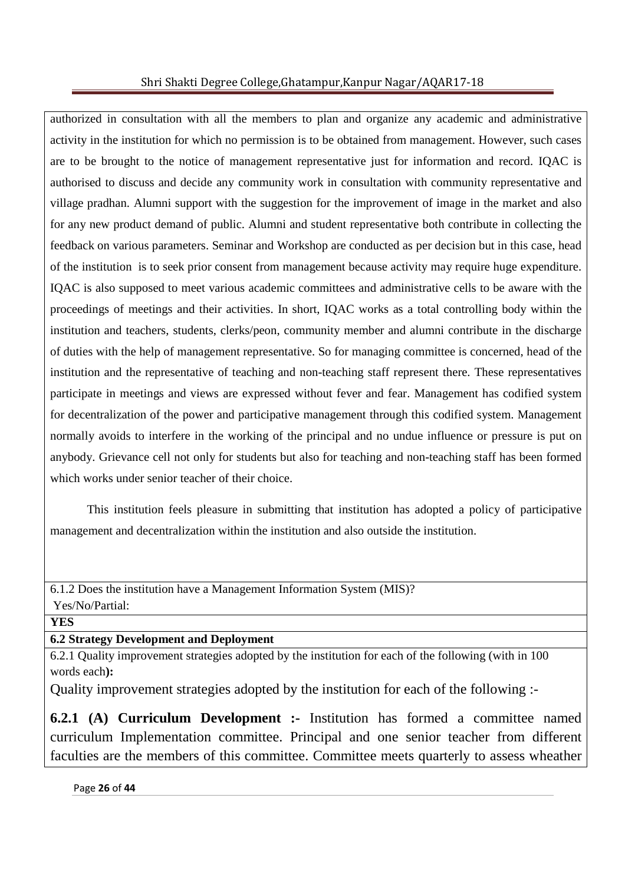authorized in consultation with all the members to plan and organize any academic and administrative activity in the institution for which no permission is to be obtained from management. However, such cases are to be brought to the notice of management representative just for information and record. IQAC is authorised to discuss and decide any community work in consultation with community representative and village pradhan. Alumni support with the suggestion for the improvement of image in the market and also for any new product demand of public. Alumni and student representative both contribute in collecting the feedback on various parameters. Seminar and Workshop are conducted as per decision but in this case, head of the institution is to seek prior consent from management because activity may require huge expenditure. IQAC is also supposed to meet various academic committees and administrative cells to be aware with the proceedings of meetings and their activities. In short, IQAC works as a total controlling body within the institution and teachers, students, clerks/peon, community member and alumni contribute in the discharge of duties with the help of management representative. So for managing committee is concerned, head of the institution and the representative of teaching and non-teaching staff represent there. These representatives participate in meetings and views are expressed without fever and fear. Management has codified system for decentralization of the power and participative management through this codified system. Management normally avoids to interfere in the working of the principal and no undue influence or pressure is put on anybody. Grievance cell not only for students but also for teaching and non-teaching staff has been formed which works under senior teacher of their choice.

This institution feels pleasure in submitting that institution has adopted a policy of participative management and decentralization within the institution and also outside the institution.

6.1.2 Does the institution have a Management Information System (MIS)?
Yes/No/Partial:

**YES**

**6.2 Strategy Development and Deployment**

6.2.1 Quality improvement strategies adopted by the institution for each of the following (with in 100 words each**):**

Quality improvement strategies adopted by the institution for each of the following :-

**6.2.1 (A) Curriculum Development :-** Institution has formed a committee named curriculum Implementation committee. Principal and one senior teacher from different faculties are the members of this committee. Committee meets quarterly to assess wheather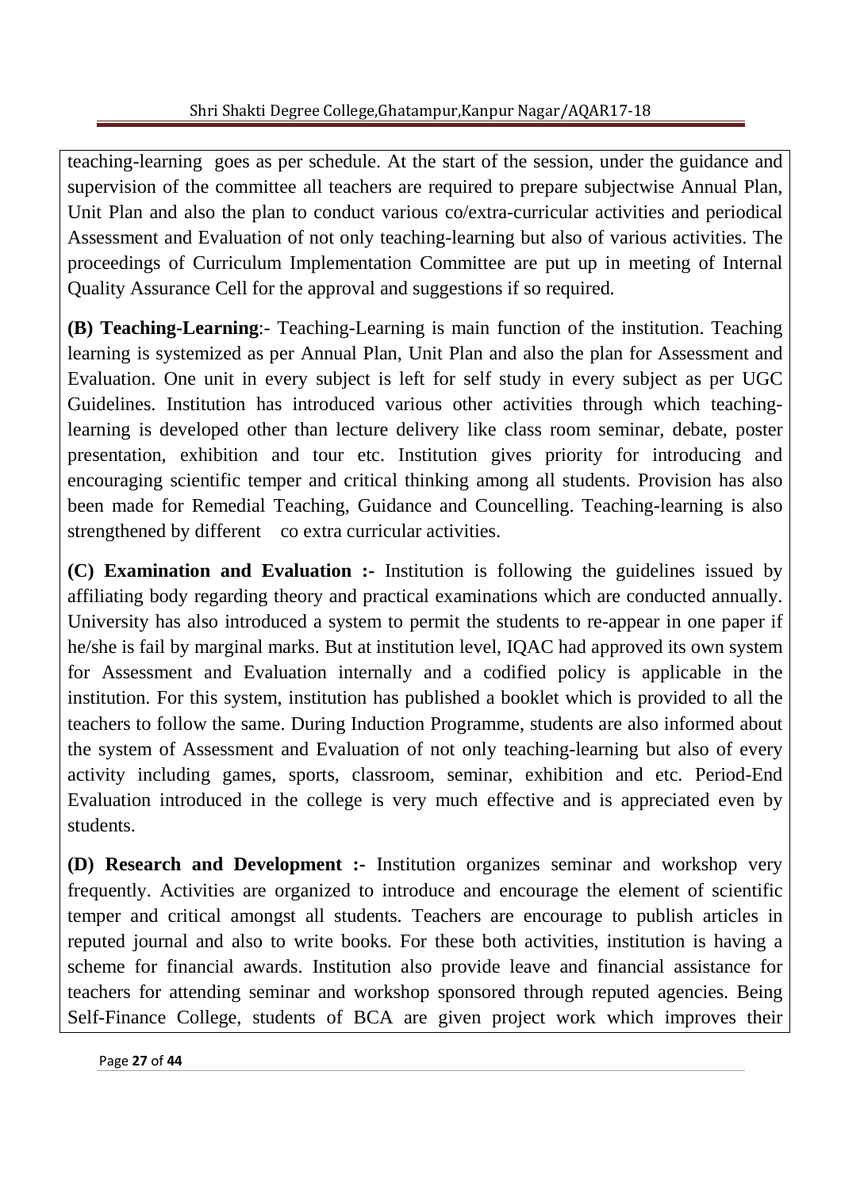teaching-learning goes as per schedule. At the start of the session, under the guidance and supervision of the committee all teachers are required to prepare subjectwise Annual Plan, Unit Plan and also the plan to conduct various co/extra-curricular activities and periodical Assessment and Evaluation of not only teaching-learning but also of various activities. The proceedings of Curriculum Implementation Committee are put up in meeting of Internal Quality Assurance Cell for the approval and suggestions if so required.

**(B) Teaching-Learning**:- Teaching-Learning is main function of the institution. Teaching learning is systemized as per Annual Plan, Unit Plan and also the plan for Assessment and Evaluation. One unit in every subject is left for self study in every subject as per UGC Guidelines. Institution has introduced various other activities through which teaching-learning is developed other than lecture delivery like class room seminar, debate, poster presentation, exhibition and tour etc. Institution gives priority for introducing and encouraging scientific temper and critical thinking among all students. Provision has also been made for Remedial Teaching, Guidance and Councelling. Teaching-learning is also strengthened by different co extra curricular activities.

**(C) Examination and Evaluation :-** Institution is following the guidelines issued by affiliating body regarding theory and practical examinations which are conducted annually. University has also introduced a system to permit the students to re-appear in one paper if he/she is fail by marginal marks. But at institution level, IQAC had approved its own system for Assessment and Evaluation internally and a codified policy is applicable in the institution. For this system, institution has published a booklet which is provided to all the teachers to follow the same. During Induction Programme, students are also informed about the system of Assessment and Evaluation of not only teaching-learning but also of every activity including games, sports, classroom, seminar, exhibition and etc. Period-End Evaluation introduced in the college is very much effective and is appreciated even by students.

**(D) Research and Development :-** Institution organizes seminar and workshop very frequently. Activities are organized to introduce and encourage the element of scientific temper and critical amongst all students. Teachers are encourage to publish articles in reputed journal and also to write books. For these both activities, institution is having a scheme for financial awards. Institution also provide leave and financial assistance for teachers for attending seminar and workshop sponsored through reputed agencies. Being Self-Finance College, students of BCA are given project work which improves their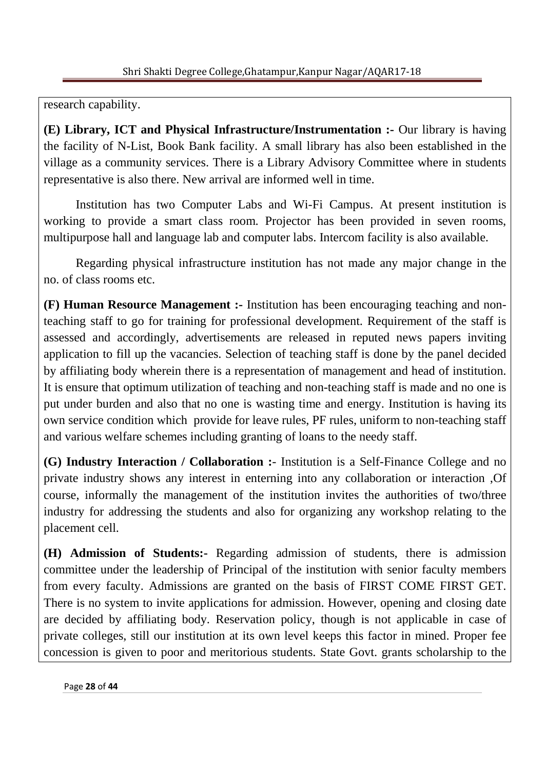research capability.

**(E) Library, ICT and Physical Infrastructure/Instrumentation :-** Our library is having the facility of N-List, Book Bank facility. A small library has also been established in the village as a community services. There is a Library Advisory Committee where in students representative is also there. New arrival are informed well in time.

Institution has two Computer Labs and Wi-Fi Campus. At present institution is working to provide a smart class room. Projector has been provided in seven rooms, multipurpose hall and language lab and computer labs. Intercom facility is also available.

Regarding physical infrastructure institution has not made any major change in the no. of class rooms etc.

**(F) Human Resource Management :-** Institution has been encouraging teaching and non-teaching staff to go for training for professional development. Requirement of the staff is assessed and accordingly, advertisements are released in reputed news papers inviting application to fill up the vacancies. Selection of teaching staff is done by the panel decided by affiliating body wherein there is a representation of management and head of institution. It is ensure that optimum utilization of teaching and non-teaching staff is made and no one is put under burden and also that no one is wasting time and energy. Institution is having its own service condition which provide for leave rules, PF rules, uniform to non-teaching staff and various welfare schemes including granting of loans to the needy staff.

**(G) Industry Interaction / Collaboration :-** Institution is a Self-Finance College and no private industry shows any interest in enterning into any collaboration or interaction ,Of course, informally the management of the institution invites the authorities of two/three industry for addressing the students and also for organizing any workshop relating to the placement cell.

**(H) Admission of Students:-** Regarding admission of students, there is admission committee under the leadership of Principal of the institution with senior faculty members from every faculty. Admissions are granted on the basis of FIRST COME FIRST GET. There is no system to invite applications for admission. However, opening and closing date are decided by affiliating body. Reservation policy, though is not applicable in case of private colleges, still our institution at its own level keeps this factor in mined. Proper fee concession is given to poor and meritorious students. State Govt. grants scholarship to the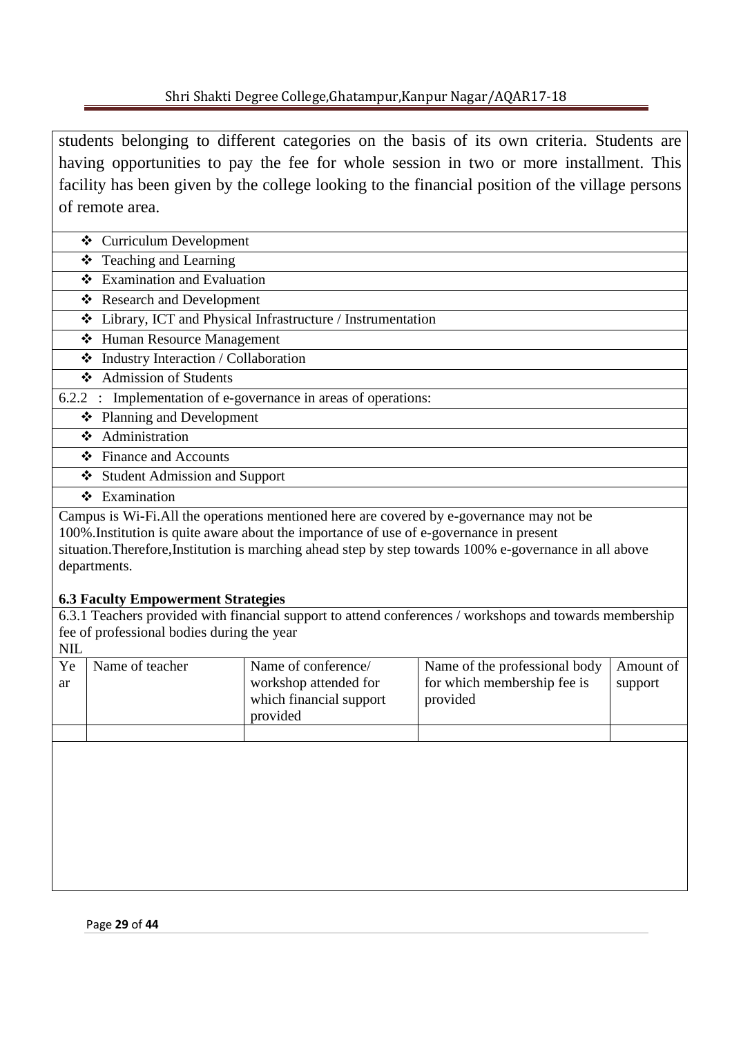students belonging to different categories on the basis of its own criteria. Students are having opportunities to pay the fee for whole session in two or more installment. This facility has been given by the college looking to the financial position of the village persons of remote area.

- Curriculum Development
- Teaching and Learning
- Examination and Evaluation
- Research and Development
- Library, ICT and Physical Infrastructure / Instrumentation
- Human Resource Management
- Industry Interaction / Collaboration
- Admission of Students

6.2.2 : Implementation of e-governance in areas of operations:

- Planning and Development
- Administration
- Finance and Accounts
- Student Admission and Support
- Examination

Campus is Wi-Fi.All the operations mentioned here are covered by e-governance may not be 100%.Institution is quite aware about the importance of use of e-governance in present situation.Therefore,Institution is marching ahead step by step towards 100% e-governance in all above departments.

**6.3 Faculty Empowerment Strategies**

6.3.1 Teachers provided with financial support to attend conferences / workshops and towards membership fee of professional bodies during the year

NIL

| Year | Name of teacher | Name of conference/ workshop attended for which financial support provided | Name of the professional body for which membership fee is provided | Amount of support |
|---|---|---|---|---|
| | | | | |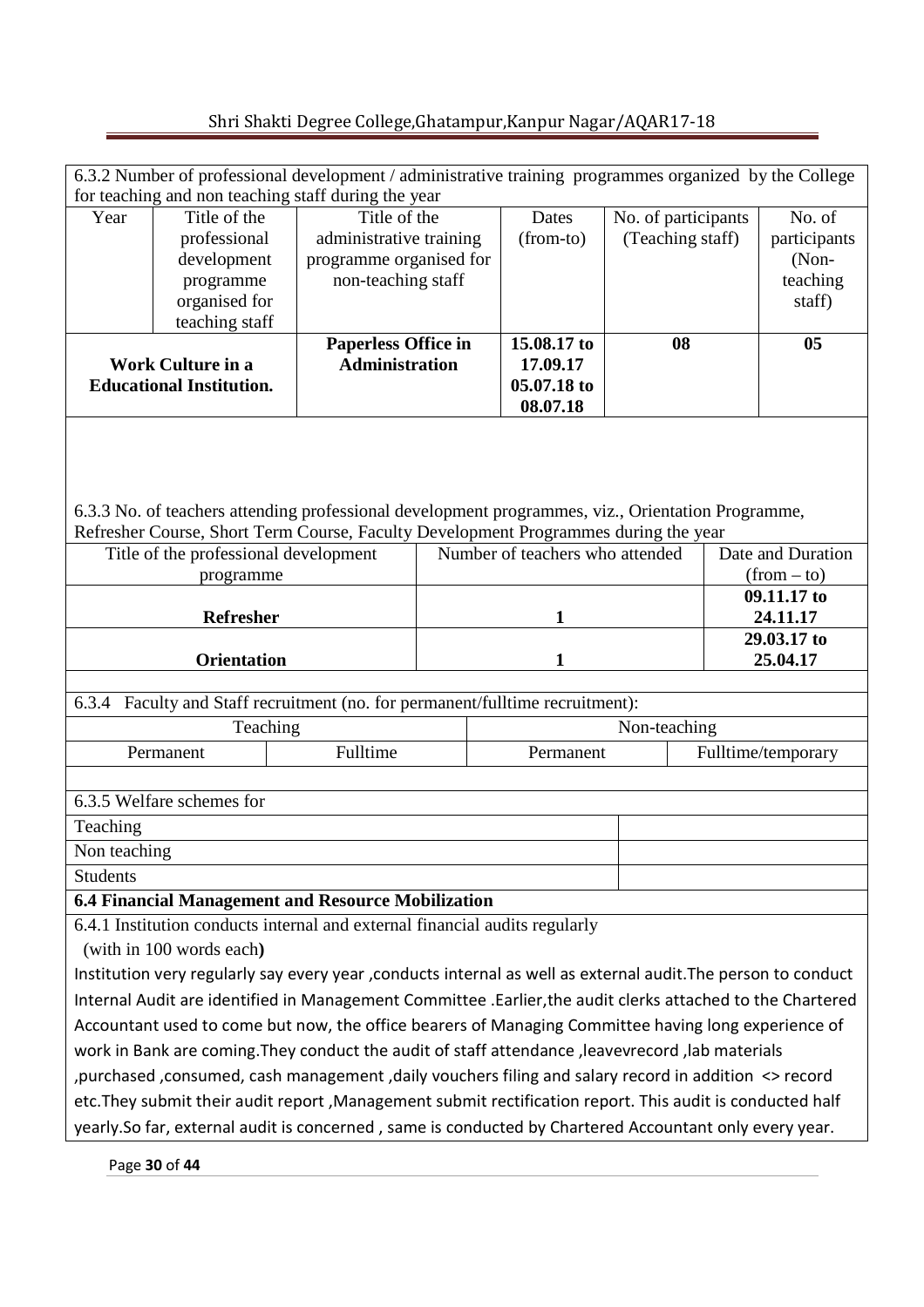6.3.2 Number of professional development / administrative training programmes organized by the College for teaching and non teaching staff during the year

| Year | Title of the professional development programme organised for teaching staff | Title of the administrative training programme organised for non-teaching staff | Dates (from-to) | No. of participants (Teaching staff) | No. of participants (Non-teaching staff) |
|---|---|---|---|---|---|
| **Work Culture in a Educational Institution.** | | **Paperless Office in Administration** | **15.08.17 to 17.09.17 05.07.18 to 08.07.18** | **08** | **05** |

6.3.3 No. of teachers attending professional development programmes, viz., Orientation Programme, Refresher Course, Short Term Course, Faculty Development Programmes during the year

| Title of the professional development programme | Number of teachers who attended | Date and Duration (from – to) |
|---|---|---|
| **Refresher** | **1** | **09.11.17 to 24.11.17** |
| **Orientation** | **1** | **29.03.17 to 25.04.17** |

6.3.4 Faculty and Staff recruitment (no. for permanent/fulltime recruitment):

| Teaching | | Non-teaching | |
|---|---|---|---|
| Permanent | Fulltime | Permanent | Fulltime/temporary |
| | | | |

6.3.5 Welfare schemes for

| | |
|---|---|
| Teaching | |
| Non teaching | |
| Students | |

**6.4 Financial Management and Resource Mobilization**

6.4.1 Institution conducts internal and external financial audits regularly (with in 100 words each**)**

Institution very regularly say every year ,conducts internal as well as external audit.The person to conduct Internal Audit are identified in Management Committee .Earlier,the audit clerks attached to the Chartered Accountant used to come but now, the office bearers of Managing Committee having long experience of work in Bank are coming.They conduct the audit of staff attendance ,leavevrecord ,lab materials ,purchased ,consumed, cash management ,daily vouchers filing and salary record in addition <> record etc.They submit their audit report ,Management submit rectification report. This audit is conducted half yearly.So far, external audit is concerned , same is conducted by Chartered Accountant only every year.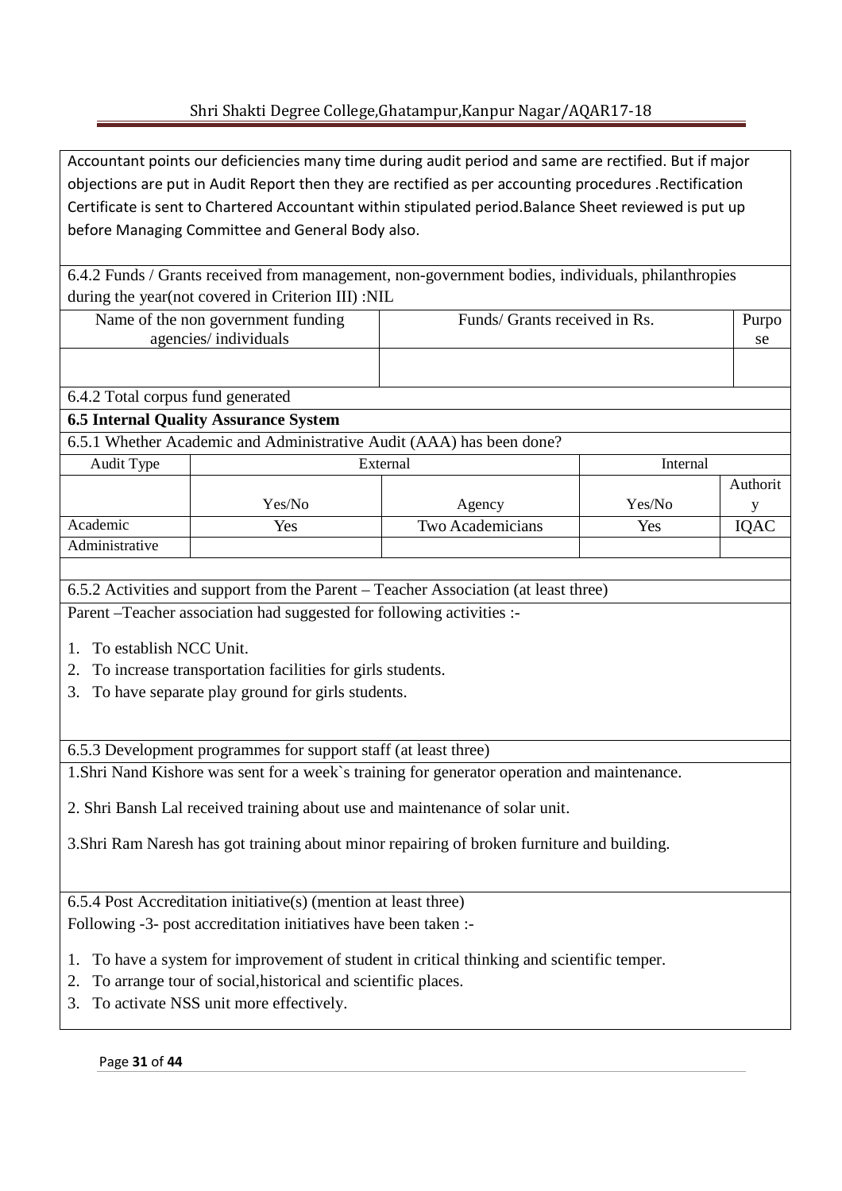Accountant points our deficiencies many time during audit period and same are rectified. But if major objections are put in Audit Report then they are rectified as per accounting procedures .Rectification Certificate is sent to Chartered Accountant within stipulated period.Balance Sheet reviewed is put up before Managing Committee and General Body also.

6.4.2 Funds / Grants received from management, non-government bodies, individuals, philanthropies during the year(not covered in Criterion III) :NIL

| Name of the non government funding agencies/ individuals | Funds/ Grants received in Rs. | Purpose |
|---|---|---|
| | | |

6.4.2 Total corpus fund generated

**6.5 Internal Quality Assurance System**

6.5.1 Whether Academic and Administrative Audit (AAA) has been done?

| Audit Type | External | | Internal | |
|---|---|---|---|---|
| | Yes/No | Agency | Yes/No | Authority |
| Academic | Yes | Two Academicians | Yes | IQAC |
| Administrative | | | | |

6.5.2 Activities and support from the Parent – Teacher Association (at least three)

Parent –Teacher association had suggested for following activities :-

1. To establish NCC Unit.
2. To increase transportation facilities for girls students.
3. To have separate play ground for girls students.

6.5.3 Development programmes for support staff (at least three)

1.Shri Nand Kishore was sent for a week`s training for generator operation and maintenance.

2. Shri Bansh Lal received training about use and maintenance of solar unit.

3.Shri Ram Naresh has got training about minor repairing of broken furniture and building.

6.5.4 Post Accreditation initiative(s) (mention at least three)

Following -3- post accreditation initiatives have been taken :-

1. To have a system for improvement of student in critical thinking and scientific temper.
2. To arrange tour of social,historical and scientific places.
3. To activate NSS unit more effectively.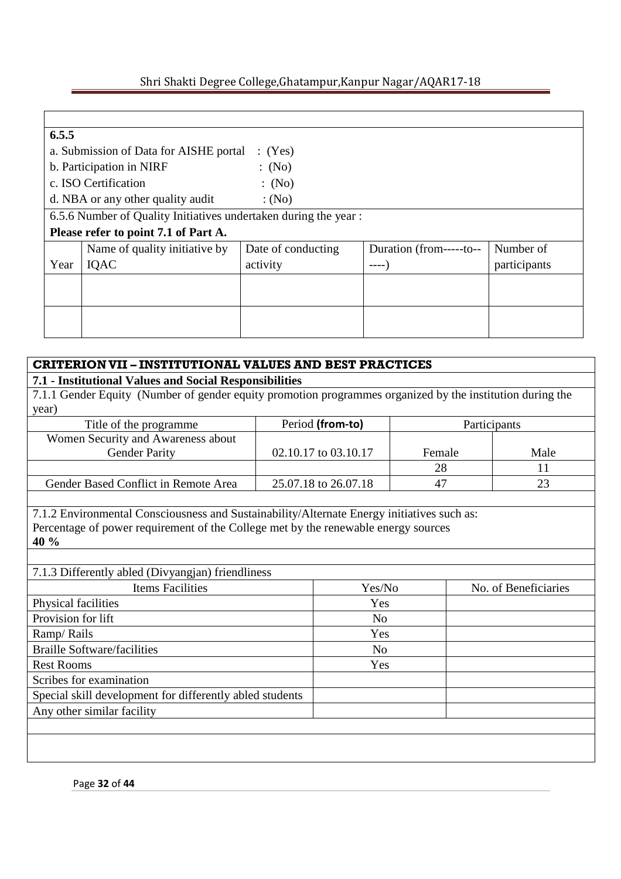**6.5.5**

a. Submission of Data for AISHE portal : (Yes)

b. Participation in NIRF : (No)

c. ISO Certification : (No)

d. NBA or any other quality audit : (No)

6.5.6 Number of Quality Initiatives undertaken during the year :

**Please refer to point 7.1 of Part A.**

| Year | Name of quality initiative by IQAC | Date of conducting activity | Duration (from-----to------) | Number of participants |
|---|---|---|---|---|
| | | | | |
| | | | | |

## CRITERION VII – INSTITUTIONAL VALUES AND BEST PRACTICES

**7.1 - Institutional Values and Social Responsibilities**

7.1.1 Gender Equity (Number of gender equity promotion programmes organized by the institution during the year)

| Title of the programme | Period **(from-to)** | Participants | |
|---|---|---|---|
| Women Security and Awareness about Gender Parity | 02.10.17 to 03.10.17 | Female | Male |
| | | 28 | 11 |
| Gender Based Conflict in Remote Area | 25.07.18 to 26.07.18 | 47 | 23 |

7.1.2 Environmental Consciousness and Sustainability/Alternate Energy initiatives such as:
Percentage of power requirement of the College met by the renewable energy sources
**40 %**

7.1.3 Differently abled (Divyangjan) friendliness

| Items Facilities | Yes/No | No. of Beneficiaries |
|---|---|---|
| Physical facilities | Yes | |
| Provision for lift | No | |
| Ramp/ Rails | Yes | |
| Braille Software/facilities | No | |
| Rest Rooms | Yes | |
| Scribes for examination | | |
| Special skill development for differently abled students | | |
| Any other similar facility | | |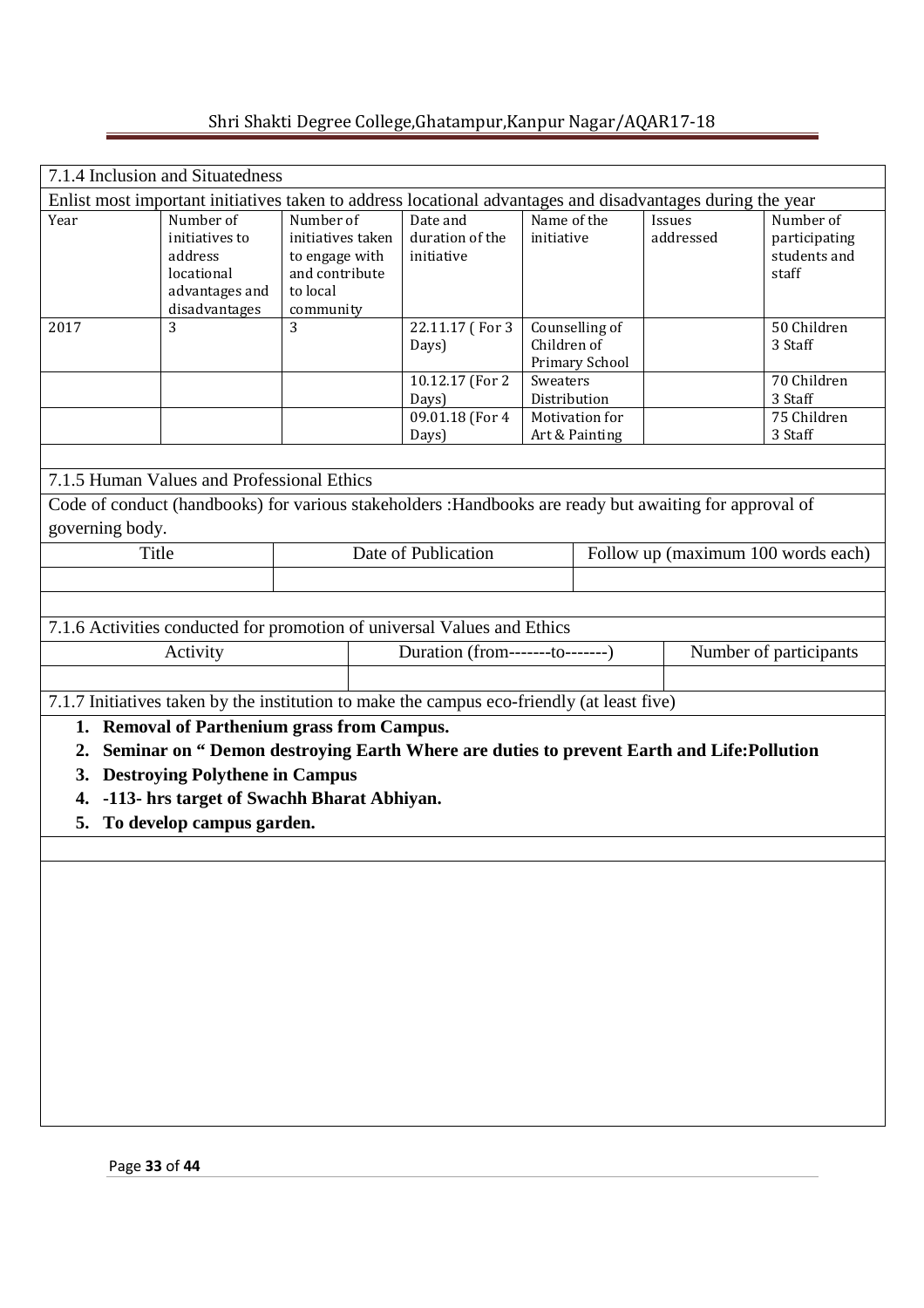### 7.1.4 Inclusion and Situatedness

Enlist most important initiatives taken to address locational advantages and disadvantages during the year

| Year | Number of initiatives to address locational advantages and disadvantages | Number of initiatives taken to engage with and contribute to local community | Date and duration of the initiative | Name of the initiative | Issues addressed | Number of participating students and staff |
|---|---|---|---|---|---|---|
| 2017 | 3 | 3 | 22.11.17 ( For 3 Days) | Counselling of Children of Primary School | | 50 Children 3 Staff |
| | | | 10.12.17 (For 2 Days) | Sweaters Distribution | | 70 Children 3 Staff |
| | | | 09.01.18 (For 4 Days) | Motivation for Art & Painting | | 75 Children 3 Staff |

### 7.1.5 Human Values and Professional Ethics

Code of conduct (handbooks) for various stakeholders :Handbooks are ready but awaiting for approval of governing body.

| Title | Date of Publication | Follow up (maximum 100 words each) |
|---|---|---|
| | | |

### 7.1.6 Activities conducted for promotion of universal Values and Ethics

| Activity | Duration (from-------to-------) | Number of participants |
|---|---|---|
| | | |

### 7.1.7 Initiatives taken by the institution to make the campus eco-friendly (at least five)

1. **Removal of Parthenium grass from Campus.**
2. **Seminar on " Demon destroying Earth Where are duties to prevent Earth and Life:Pollution**
3. **Destroying Polythene in Campus**
4. **-113- hrs target of Swachh Bharat Abhiyan.**
5. **To develop campus garden.**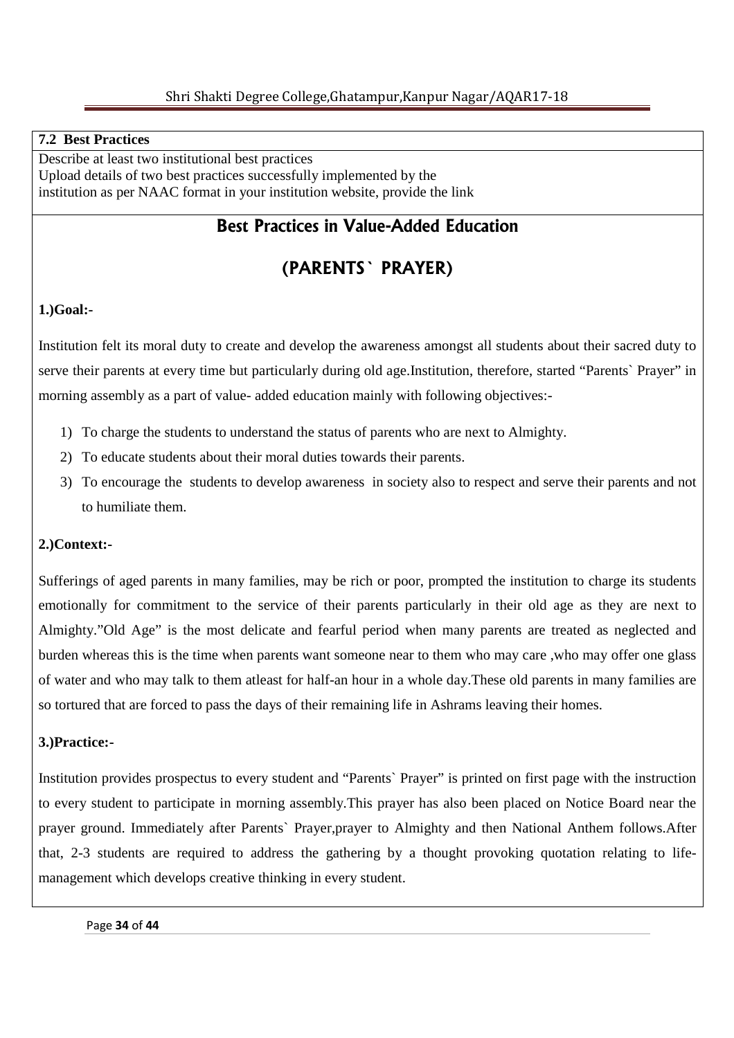**7.2 Best Practices**

Describe at least two institutional best practices
Upload details of two best practices successfully implemented by the institution as per NAAC format in your institution website, provide the link

## Best Practices in Value-Added Education

## (PARENTS` PRAYER)

**1.)Goal:-**

Institution felt its moral duty to create and develop the awareness amongst all students about their sacred duty to serve their parents at every time but particularly during old age.Institution, therefore, started "Parents` Prayer" in morning assembly as a part of value- added education mainly with following objectives:-

1) To charge the students to understand the status of parents who are next to Almighty.
2) To educate students about their moral duties towards their parents.
3) To encourage the students to develop awareness in society also to respect and serve their parents and not to humiliate them.

**2.)Context:-**

Sufferings of aged parents in many families, may be rich or poor, prompted the institution to charge its students emotionally for commitment to the service of their parents particularly in their old age as they are next to Almighty."Old Age" is the most delicate and fearful period when many parents are treated as neglected and burden whereas this is the time when parents want someone near to them who may care ,who may offer one glass of water and who may talk to them atleast for half-an hour in a whole day.These old parents in many families are so tortured that are forced to pass the days of their remaining life in Ashrams leaving their homes.

**3.)Practice:-**

Institution provides prospectus to every student and "Parents` Prayer" is printed on first page with the instruction to every student to participate in morning assembly.This prayer has also been placed on Notice Board near the prayer ground. Immediately after Parents` Prayer,prayer to Almighty and then National Anthem follows.After that, 2-3 students are required to address the gathering by a thought provoking quotation relating to life-management which develops creative thinking in every student.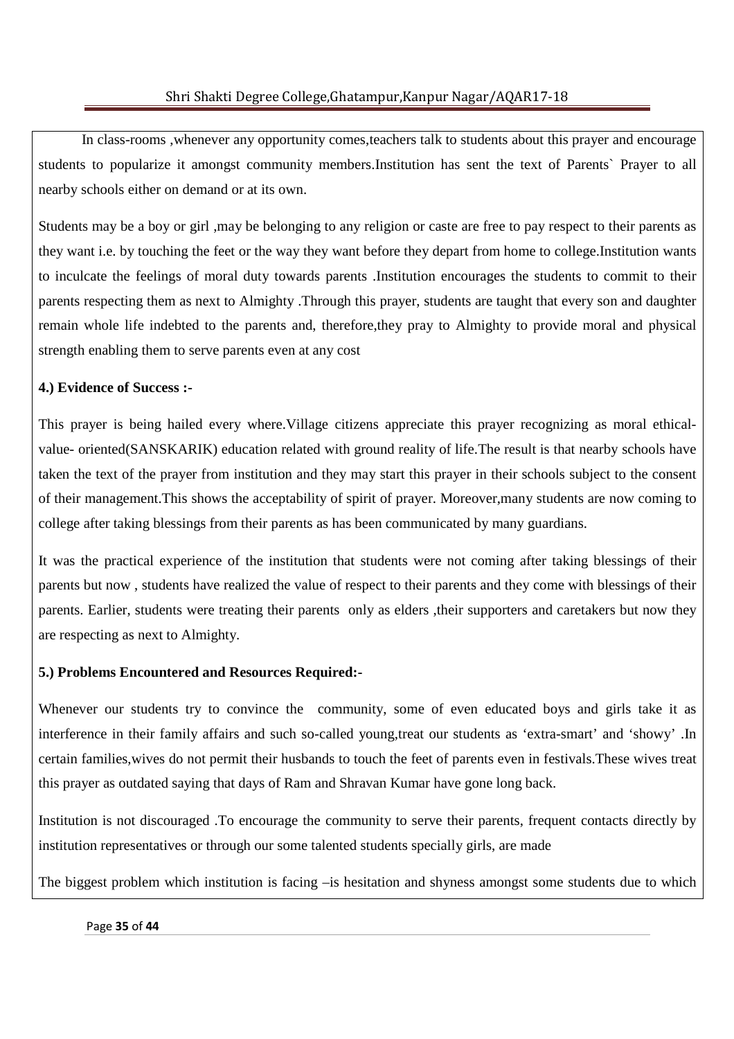In class-rooms ,whenever any opportunity comes,teachers talk to students about this prayer and encourage students to popularize it amongst community members.Institution has sent the text of Parents` Prayer to all nearby schools either on demand or at its own.

Students may be a boy or girl ,may be belonging to any religion or caste are free to pay respect to their parents as they want i.e. by touching the feet or the way they want before they depart from home to college.Institution wants to inculcate the feelings of moral duty towards parents .Institution encourages the students to commit to their parents respecting them as next to Almighty .Through this prayer, students are taught that every son and daughter remain whole life indebted to the parents and, therefore,they pray to Almighty to provide moral and physical strength enabling them to serve parents even at any cost

**4.) Evidence of Success :-**

This prayer is being hailed every where.Village citizens appreciate this prayer recognizing as moral ethical-value- oriented(SANSKARIK) education related with ground reality of life.The result is that nearby schools have taken the text of the prayer from institution and they may start this prayer in their schools subject to the consent of their management.This shows the acceptability of spirit of prayer. Moreover,many students are now coming to college after taking blessings from their parents as has been communicated by many guardians.

It was the practical experience of the institution that students were not coming after taking blessings of their parents but now , students have realized the value of respect to their parents and they come with blessings of their parents. Earlier, students were treating their parents only as elders ,their supporters and caretakers but now they are respecting as next to Almighty.

**5.) Problems Encountered and Resources Required:-**

Whenever our students try to convince the community, some of even educated boys and girls take it as interference in their family affairs and such so-called young,treat our students as 'extra-smart' and 'showy' .In certain families,wives do not permit their husbands to touch the feet of parents even in festivals.These wives treat this prayer as outdated saying that days of Ram and Shravan Kumar have gone long back.

Institution is not discouraged .To encourage the community to serve their parents, frequent contacts directly by institution representatives or through our some talented students specially girls, are made

The biggest problem which institution is facing –is hesitation and shyness amongst some students due to which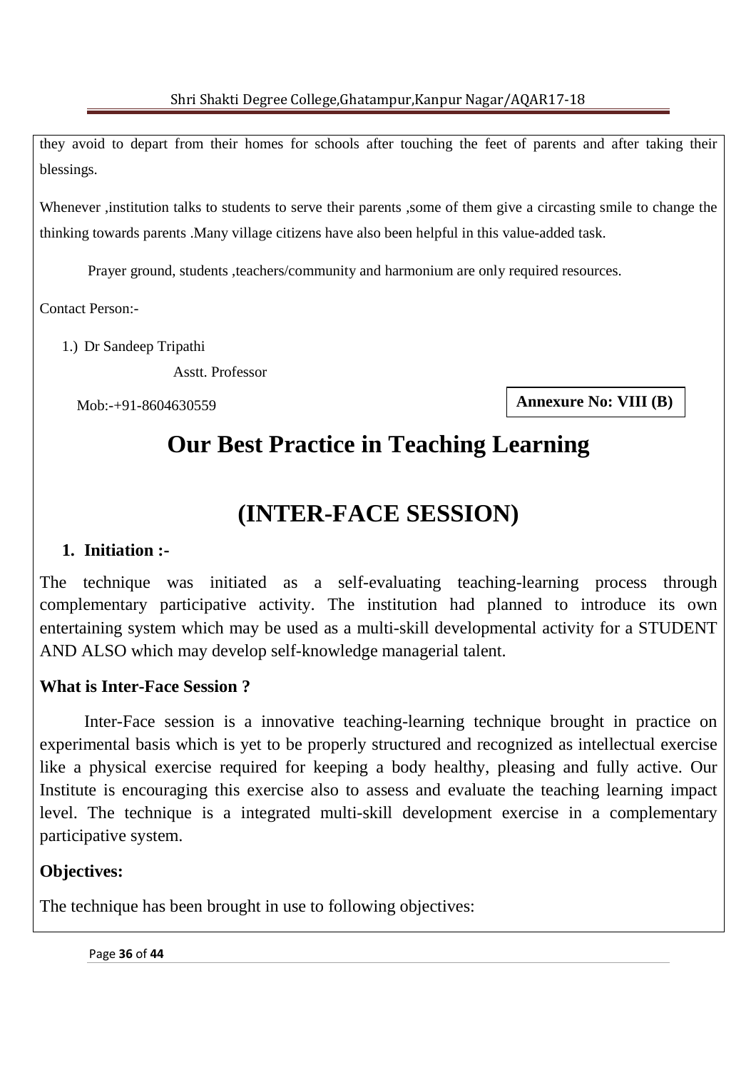they avoid to depart from their homes for schools after touching the feet of parents and after taking their blessings.

Whenever ,institution talks to students to serve their parents ,some of them give a circasting smile to change the thinking towards parents .Many village citizens have also been helpful in this value-added task.

Prayer ground, students ,teachers/community and harmonium are only required resources.

Contact Person:-

1.) Dr Sandeep Tripathi

Asstt. Professor

Mob:-+91-8604630559

**Annexure No: VIII (B)**

# Our Best Practice in Teaching Learning

# (INTER-FACE SESSION)

## 1. Initiation :-

The technique was initiated as a self-evaluating teaching-learning process through complementary participative activity. The institution had planned to introduce its own entertaining system which may be used as a multi-skill developmental activity for a STUDENT AND ALSO which may develop self-knowledge managerial talent.

### What is Inter-Face Session ?

Inter-Face session is a innovative teaching-learning technique brought in practice on experimental basis which is yet to be properly structured and recognized as intellectual exercise like a physical exercise required for keeping a body healthy, pleasing and fully active. Our Institute is encouraging this exercise also to assess and evaluate the teaching learning impact level. The technique is a integrated multi-skill development exercise in a complementary participative system.

### Objectives:

The technique has been brought in use to following objectives: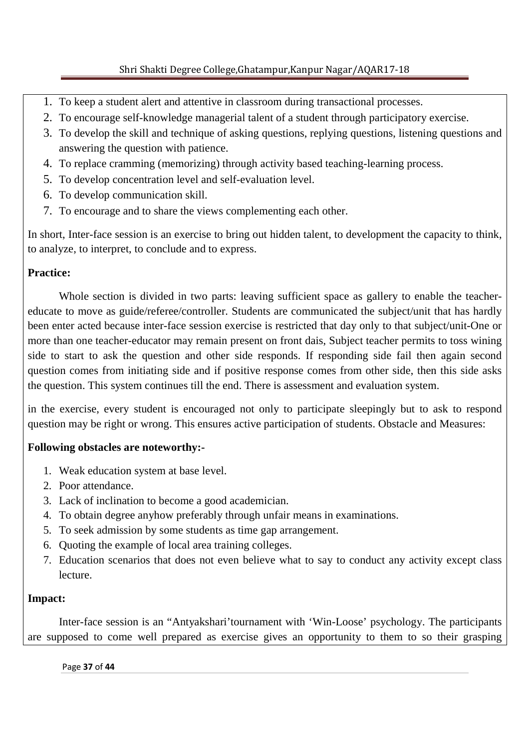1. To keep a student alert and attentive in classroom during transactional processes.
2. To encourage self-knowledge managerial talent of a student through participatory exercise.
3. To develop the skill and technique of asking questions, replying questions, listening questions and answering the question with patience.
4. To replace cramming (memorizing) through activity based teaching-learning process.
5. To develop concentration level and self-evaluation level.
6. To develop communication skill.
7. To encourage and to share the views complementing each other.

In short, Inter-face session is an exercise to bring out hidden talent, to development the capacity to think, to analyze, to interpret, to conclude and to express.

**Practice:**

Whole section is divided in two parts: leaving sufficient space as gallery to enable the teacher-educate to move as guide/referee/controller. Students are communicated the subject/unit that has hardly been enter acted because inter-face session exercise is restricted that day only to that subject/unit-One or more than one teacher-educator may remain present on front dais, Subject teacher permits to toss wining side to start to ask the question and other side responds. If responding side fail then again second question comes from initiating side and if positive response comes from other side, then this side asks the question. This system continues till the end. There is assessment and evaluation system.

in the exercise, every student is encouraged not only to participate sleepingly but to ask to respond question may be right or wrong. This ensures active participation of students. Obstacle and Measures:

**Following obstacles are noteworthy:-**

1. Weak education system at base level.
2. Poor attendance.
3. Lack of inclination to become a good academician.
4. To obtain degree anyhow preferably through unfair means in examinations.
5. To seek admission by some students as time gap arrangement.
6. Quoting the example of local area training colleges.
7. Education scenarios that does not even believe what to say to conduct any activity except class lecture.

**Impact:**

Inter-face session is an "Antyakshari'tournament with 'Win-Loose' psychology. The participants are supposed to come well prepared as exercise gives an opportunity to them to so their grasping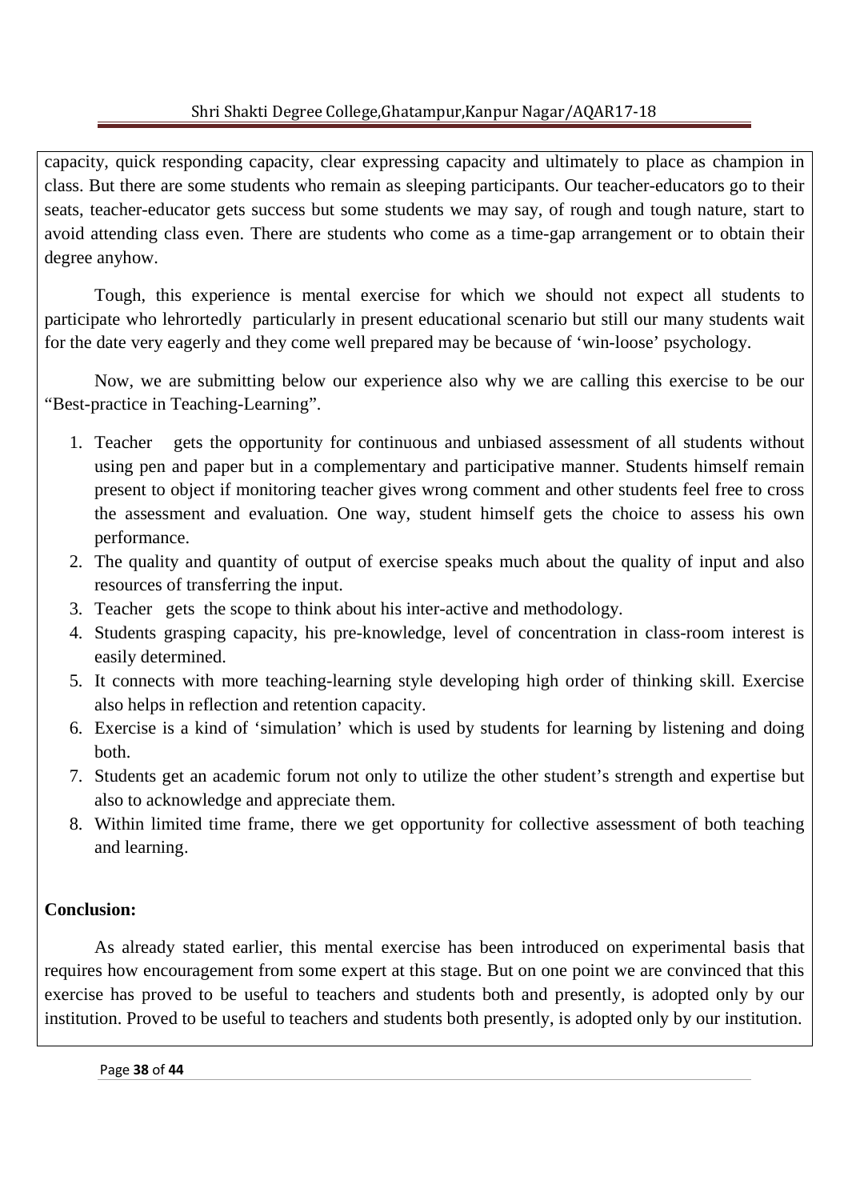capacity, quick responding capacity, clear expressing capacity and ultimately to place as champion in class. But there are some students who remain as sleeping participants. Our teacher-educators go to their seats, teacher-educator gets success but some students we may say, of rough and tough nature, start to avoid attending class even. There are students who come as a time-gap arrangement or to obtain their degree anyhow.

Tough, this experience is mental exercise for which we should not expect all students to participate who lehrortedly particularly in present educational scenario but still our many students wait for the date very eagerly and they come well prepared may be because of 'win-loose' psychology.

Now, we are submitting below our experience also why we are calling this exercise to be our "Best-practice in Teaching-Learning".

1. Teacher gets the opportunity for continuous and unbiased assessment of all students without using pen and paper but in a complementary and participative manner. Students himself remain present to object if monitoring teacher gives wrong comment and other students feel free to cross the assessment and evaluation. One way, student himself gets the choice to assess his own performance.
2. The quality and quantity of output of exercise speaks much about the quality of input and also resources of transferring the input.
3. Teacher gets the scope to think about his inter-active and methodology.
4. Students grasping capacity, his pre-knowledge, level of concentration in class-room interest is easily determined.
5. It connects with more teaching-learning style developing high order of thinking skill. Exercise also helps in reflection and retention capacity.
6. Exercise is a kind of 'simulation' which is used by students for learning by listening and doing both.
7. Students get an academic forum not only to utilize the other student's strength and expertise but also to acknowledge and appreciate them.
8. Within limited time frame, there we get opportunity for collective assessment of both teaching and learning.

**Conclusion:**

As already stated earlier, this mental exercise has been introduced on experimental basis that requires how encouragement from some expert at this stage. But on one point we are convinced that this exercise has proved to be useful to teachers and students both and presently, is adopted only by our institution. Proved to be useful to teachers and students both presently, is adopted only by our institution.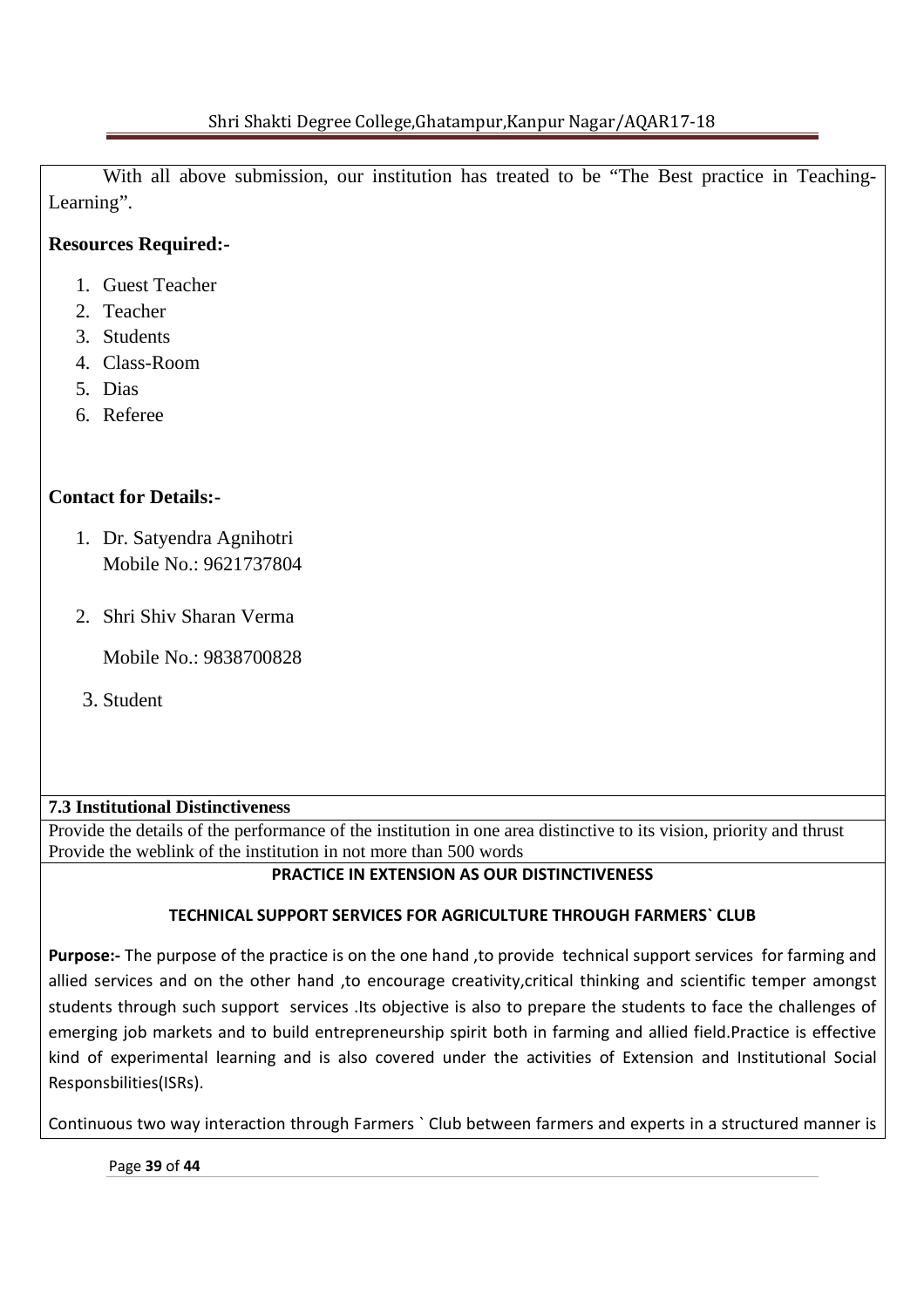With all above submission, our institution has treated to be "The Best practice in Teaching-Learning".

**Resources Required:-**

1. Guest Teacher
2. Teacher
3. Students
4. Class-Room
5. Dias
6. Referee

**Contact for Details:-**

1. Dr. Satyendra Agnihotri
   Mobile No.: 9621737804

2. Shri Shiv Sharan Verma

   Mobile No.: 9838700828

3. Student

**7.3 Institutional Distinctiveness**

Provide the details of the performance of the institution in one area distinctive to its vision, priority and thrust
Provide the weblink of the institution in not more than 500 words

**PRACTICE IN EXTENSION AS OUR DISTINCTIVENESS**

**TECHNICAL SUPPORT SERVICES FOR AGRICULTURE THROUGH FARMERS` CLUB**

**Purpose:-** The purpose of the practice is on the one hand ,to provide technical support services for farming and allied services and on the other hand ,to encourage creativity,critical thinking and scientific temper amongst students through such support services .Its objective is also to prepare the students to face the challenges of emerging job markets and to build entrepreneurship spirit both in farming and allied field.Practice is effective kind of experimental learning and is also covered under the activities of Extension and Institutional Social Responsbilities(ISRs).

Continuous two way interaction through Farmers ` Club between farmers and experts in a structured manner is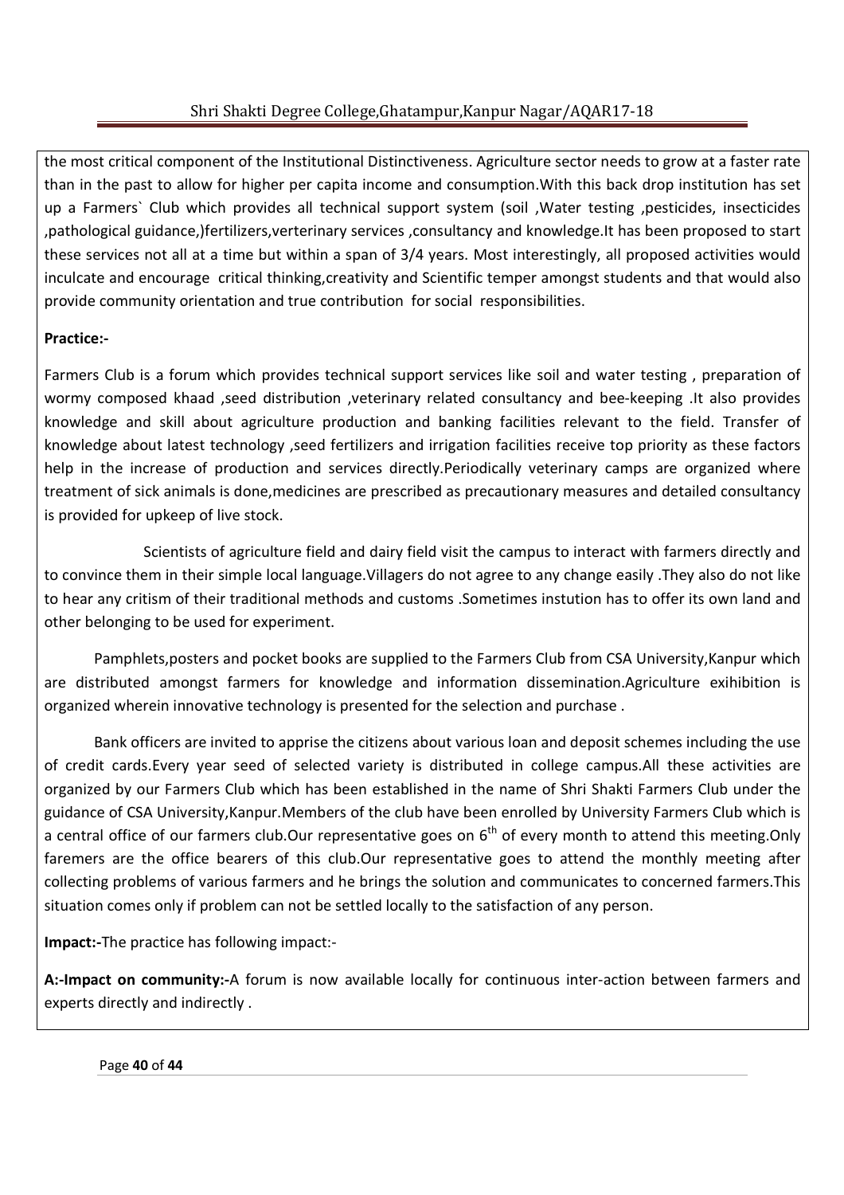the most critical component of the Institutional Distinctiveness. Agriculture sector needs to grow at a faster rate than in the past to allow for higher per capita income and consumption.With this back drop institution has set up a Farmers` Club which provides all technical support system (soil ,Water testing ,pesticides, insecticides ,pathological guidance,)fertilizers,verterinary services ,consultancy and knowledge.It has been proposed to start these services not all at a time but within a span of 3/4 years. Most interestingly, all proposed activities would inculcate and encourage critical thinking,creativity and Scientific temper amongst students and that would also provide community orientation and true contribution for social responsibilities.

**Practice:-**

Farmers Club is a forum which provides technical support services like soil and water testing , preparation of wormy composed khaad ,seed distribution ,veterinary related consultancy and bee-keeping .It also provides knowledge and skill about agriculture production and banking facilities relevant to the field. Transfer of knowledge about latest technology ,seed fertilizers and irrigation facilities receive top priority as these factors help in the increase of production and services directly.Periodically veterinary camps are organized where treatment of sick animals is done,medicines are prescribed as precautionary measures and detailed consultancy is provided for upkeep of live stock.

Scientists of agriculture field and dairy field visit the campus to interact with farmers directly and to convince them in their simple local language.Villagers do not agree to any change easily .They also do not like to hear any critism of their traditional methods and customs .Sometimes instution has to offer its own land and other belonging to be used for experiment.

Pamphlets,posters and pocket books are supplied to the Farmers Club from CSA University,Kanpur which are distributed amongst farmers for knowledge and information dissemination.Agriculture exihibition is organized wherein innovative technology is presented for the selection and purchase .

Bank officers are invited to apprise the citizens about various loan and deposit schemes including the use of credit cards.Every year seed of selected variety is distributed in college campus.All these activities are organized by our Farmers Club which has been established in the name of Shri Shakti Farmers Club under the guidance of CSA University,Kanpur.Members of the club have been enrolled by University Farmers Club which is a central office of our farmers club.Our representative goes on 6th of every month to attend this meeting.Only faremers are the office bearers of this club.Our representative goes to attend the monthly meeting after collecting problems of various farmers and he brings the solution and communicates to concerned farmers.This situation comes only if problem can not be settled locally to the satisfaction of any person.

**Impact:-**The practice has following impact:-

**A:-Impact on community:-**A forum is now available locally for continuous inter-action between farmers and experts directly and indirectly .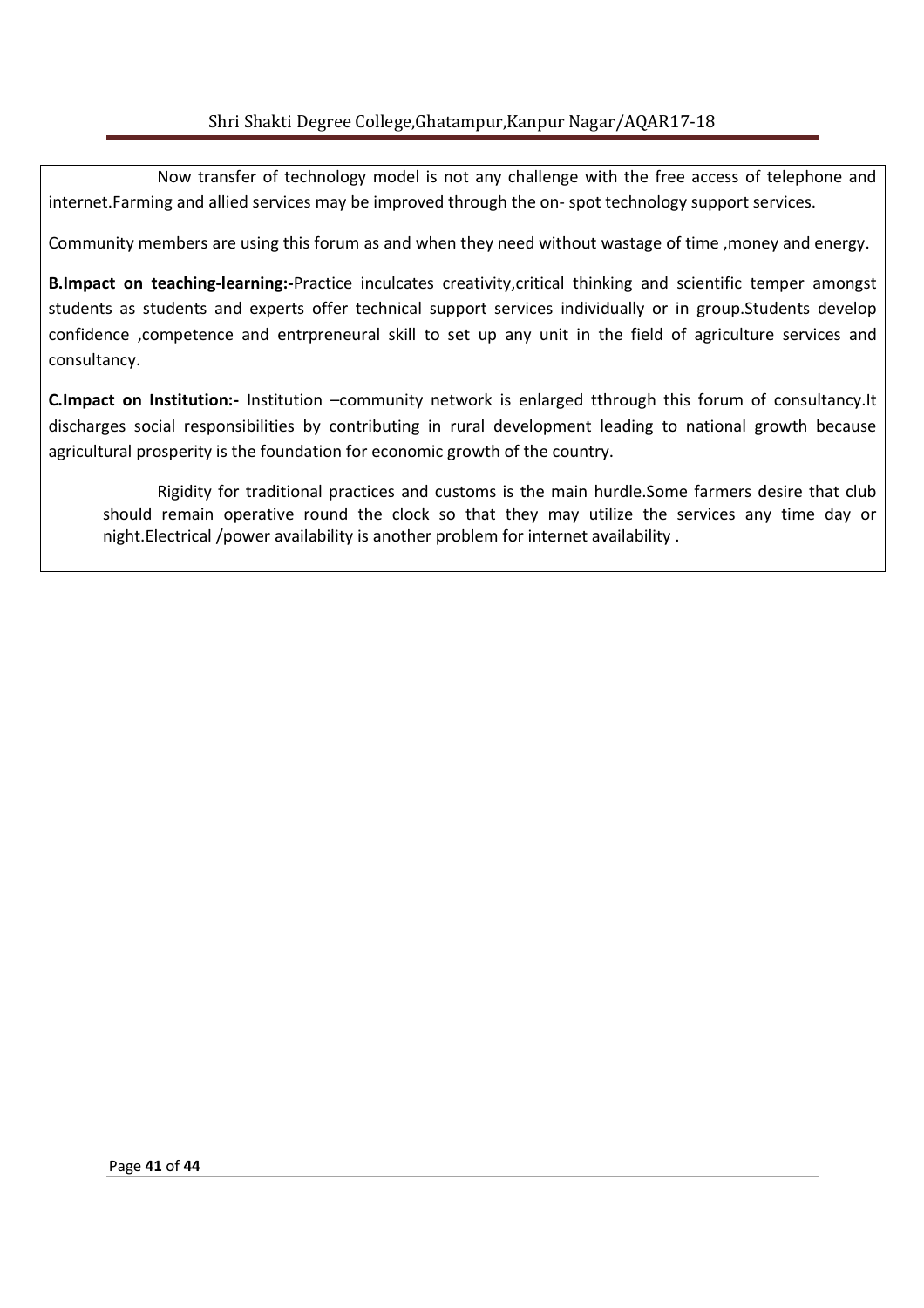Now transfer of technology model is not any challenge with the free access of telephone and internet.Farming and allied services may be improved through the on- spot technology support services.

Community members are using this forum as and when they need without wastage of time ,money and energy.

**B.Impact on teaching-learning:-**Practice inculcates creativity,critical thinking and scientific temper amongst students as students and experts offer technical support services individually or in group.Students develop confidence ,competence and entrpreneural skill to set up any unit in the field of agriculture services and consultancy.

**C.Impact on Institution:-** Institution –community network is enlarged tthrough this forum of consultancy.It discharges social responsibilities by contributing in rural development leading to national growth because agricultural prosperity is the foundation for economic growth of the country.

Rigidity for traditional practices and customs is the main hurdle.Some farmers desire that club should remain operative round the clock so that they may utilize the services any time day or night.Electrical /power availability is another problem for internet availability .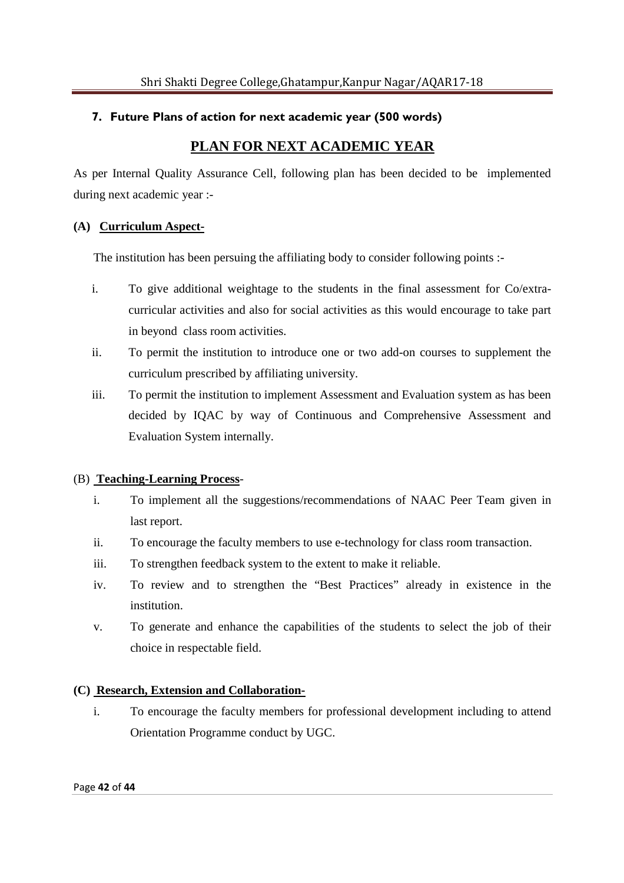### 7. Future Plans of action for next academic year (500 words)

## PLAN FOR NEXT ACADEMIC YEAR

As per Internal Quality Assurance Cell, following plan has been decided to be implemented during next academic year :-

**(A) Curriculum Aspect-**

The institution has been persuing the affiliating body to consider following points :-

i. To give additional weightage to the students in the final assessment for Co/extra-curricular activities and also for social activities as this would encourage to take part in beyond class room activities.

ii. To permit the institution to introduce one or two add-on courses to supplement the curriculum prescribed by affiliating university.

iii. To permit the institution to implement Assessment and Evaluation system as has been decided by IQAC by way of Continuous and Comprehensive Assessment and Evaluation System internally.

(B) **Teaching-Learning Process**-

i. To implement all the suggestions/recommendations of NAAC Peer Team given in last report.

ii. To encourage the faculty members to use e-technology for class room transaction.

iii. To strengthen feedback system to the extent to make it reliable.

iv. To review and to strengthen the "Best Practices" already in existence in the institution.

v. To generate and enhance the capabilities of the students to select the job of their choice in respectable field.

**(C) Research, Extension and Collaboration-**

i. To encourage the faculty members for professional development including to attend Orientation Programme conduct by UGC.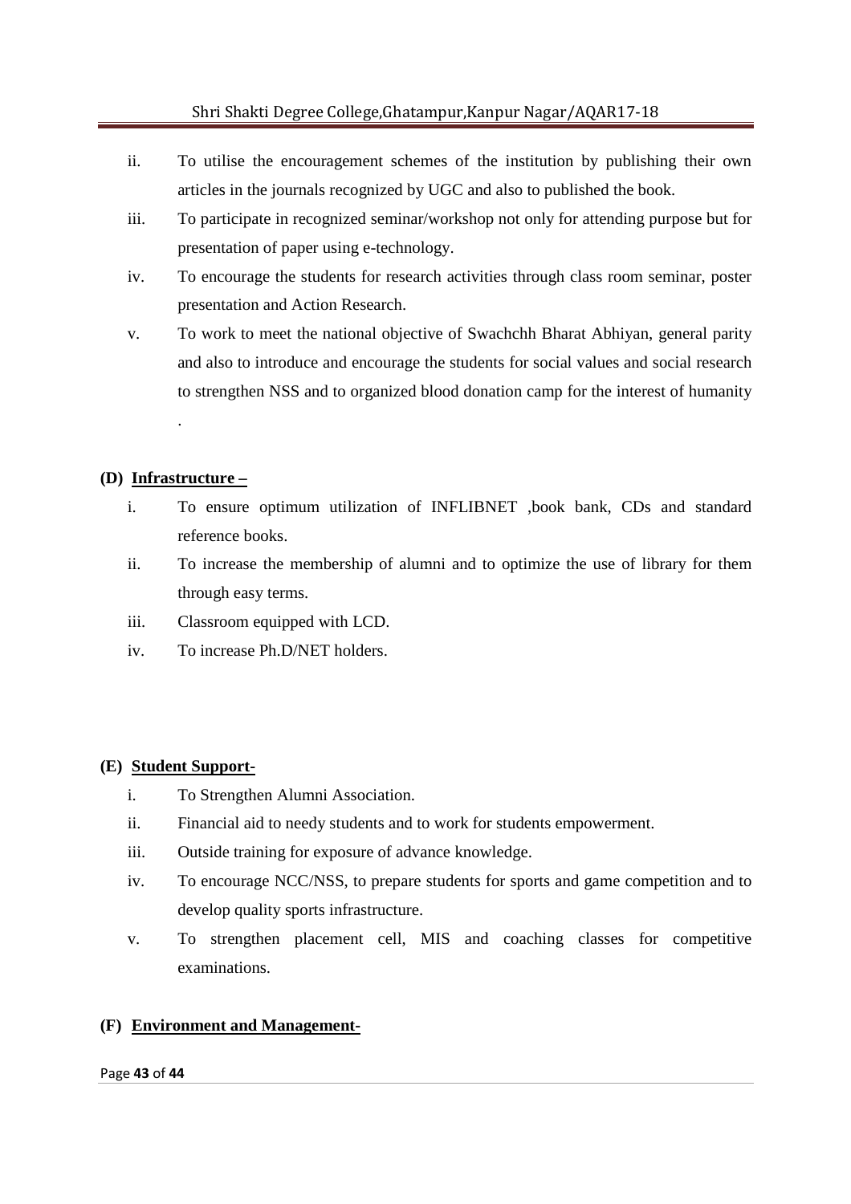ii. To utilise the encouragement schemes of the institution by publishing their own articles in the journals recognized by UGC and also to published the book.

iii. To participate in recognized seminar/workshop not only for attending purpose but for presentation of paper using e-technology.

iv. To encourage the students for research activities through class room seminar, poster presentation and Action Research.

v. To work to meet the national objective of Swachchh Bharat Abhiyan, general parity and also to introduce and encourage the students for social values and social research to strengthen NSS and to organized blood donation camp for the interest of humanity .

**(D) <u>Infrastructure –</u>**

i. To ensure optimum utilization of INFLIBNET ,book bank, CDs and standard reference books.

ii. To increase the membership of alumni and to optimize the use of library for them through easy terms.

iii. Classroom equipped with LCD.

iv. To increase Ph.D/NET holders.

**(E) <u>Student Support-</u>**

i. To Strengthen Alumni Association.

ii. Financial aid to needy students and to work for students empowerment.

iii. Outside training for exposure of advance knowledge.

iv. To encourage NCC/NSS, to prepare students for sports and game competition and to develop quality sports infrastructure.

v. To strengthen placement cell, MIS and coaching classes for competitive examinations.

**(F) <u>Environment and Management-</u>**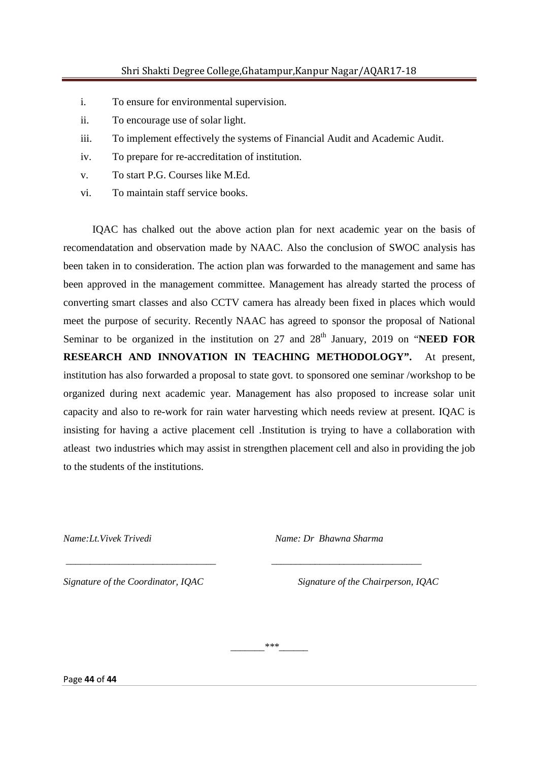i. To ensure for environmental supervision.
ii. To encourage use of solar light.
iii. To implement effectively the systems of Financial Audit and Academic Audit.
iv. To prepare for re-accreditation of institution.
v. To start P.G. Courses like M.Ed.
vi. To maintain staff service books.

IQAC has chalked out the above action plan for next academic year on the basis of recomendatation and observation made by NAAC. Also the conclusion of SWOC analysis has been taken in to consideration. The action plan was forwarded to the management and same has been approved in the management committee. Management has already started the process of converting smart classes and also CCTV camera has already been fixed in places which would meet the purpose of security. Recently NAAC has agreed to sponsor the proposal of National Seminar to be organized in the institution on 27 and 28th January, 2019 on "**NEED FOR RESEARCH AND INNOVATION IN TEACHING METHODOLOGY".** At present, institution has also forwarded a proposal to state govt. to sponsored one seminar /workshop to be organized during next academic year. Management has also proposed to increase solar unit capacity and also to re-work for rain water harvesting which needs review at present. IQAC is insisting for having a active placement cell .Institution is trying to have a collaboration with atleast two industries which may assist in strengthen placement cell and also in providing the job to the students of the institutions.

*Name:Lt.Vivek Trivedi* *Name: Dr Bhawna Sharma*

_______________________________ _______________________________

*Signature of the Coordinator, IQAC* *Signature of the Chairperson, IQAC*

_______***______